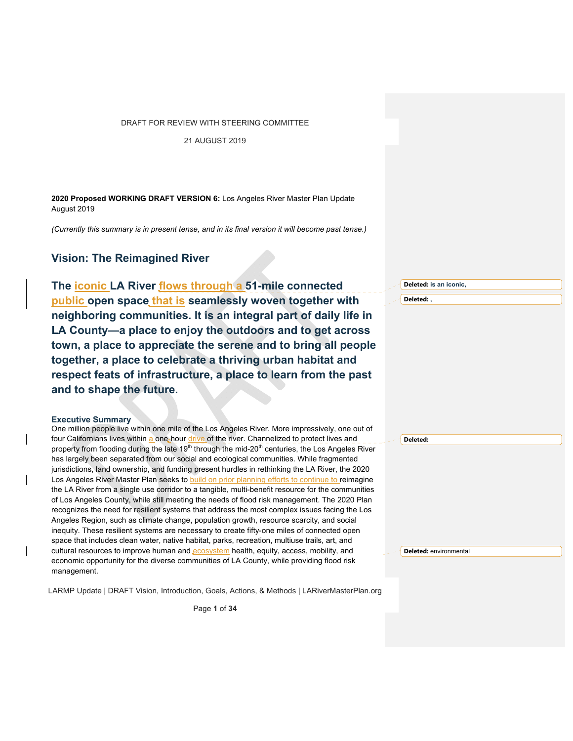DRAFT FOR REVIEW WITH STEERING COMMITTEE

21 AUGUST 2019

**2020 Proposed WORKING DRAFT VERSION 6:** Los Angeles River Master Plan Update
August 2019

*(Currently this summary is in present tense, and in its final version it will become past tense.)*

## Vision: The Reimagined River

**The iconic LA River flows through a 51-mile connected public open space that is seamlessly woven together with neighboring communities. It is an integral part of daily life in LA County—a place to enjoy the outdoors and to get across town, a place to appreciate the serene and to bring all people together, a place to celebrate a thriving urban habitat and respect feats of infrastructure, a place to learn from the past and to shape the future.**

### Executive Summary

One million people live within one mile of the Los Angeles River. More impressively, one out of four Californians lives within a one hour drive of the river. Channelized to protect lives and property from flooding during the late 19th through the mid-20th centuries, the Los Angeles River has largely been separated from our social and ecological communities. While fragmented jurisdictions, land ownership, and funding present hurdles in rethinking the LA River, the 2020 Los Angeles River Master Plan seeks to build on prior planning efforts to continue to reimagine the LA River from a single use corridor to a tangible, multi-benefit resource for the communities of Los Angeles County, while still meeting the needs of flood risk management. The 2020 Plan recognizes the need for resilient systems that address the most complex issues facing the Los Angeles Region, such as climate change, population growth, resource scarcity, and social inequity. These resilient systems are necessary to create fifty-one miles of connected open space that includes clean water, native habitat, parks, recreation, multiuse trails, art, and cultural resources to improve human and ecosystem health, equity, access, mobility, and economic opportunity for the diverse communities of LA County, while providing flood risk management.

Deleted: is an iconic,

Deleted: ,

Deleted:

Deleted: environmental

LARMP Update | DRAFT Vision, Introduction, Goals, Actions, & Methods | LARiverMasterPlan.org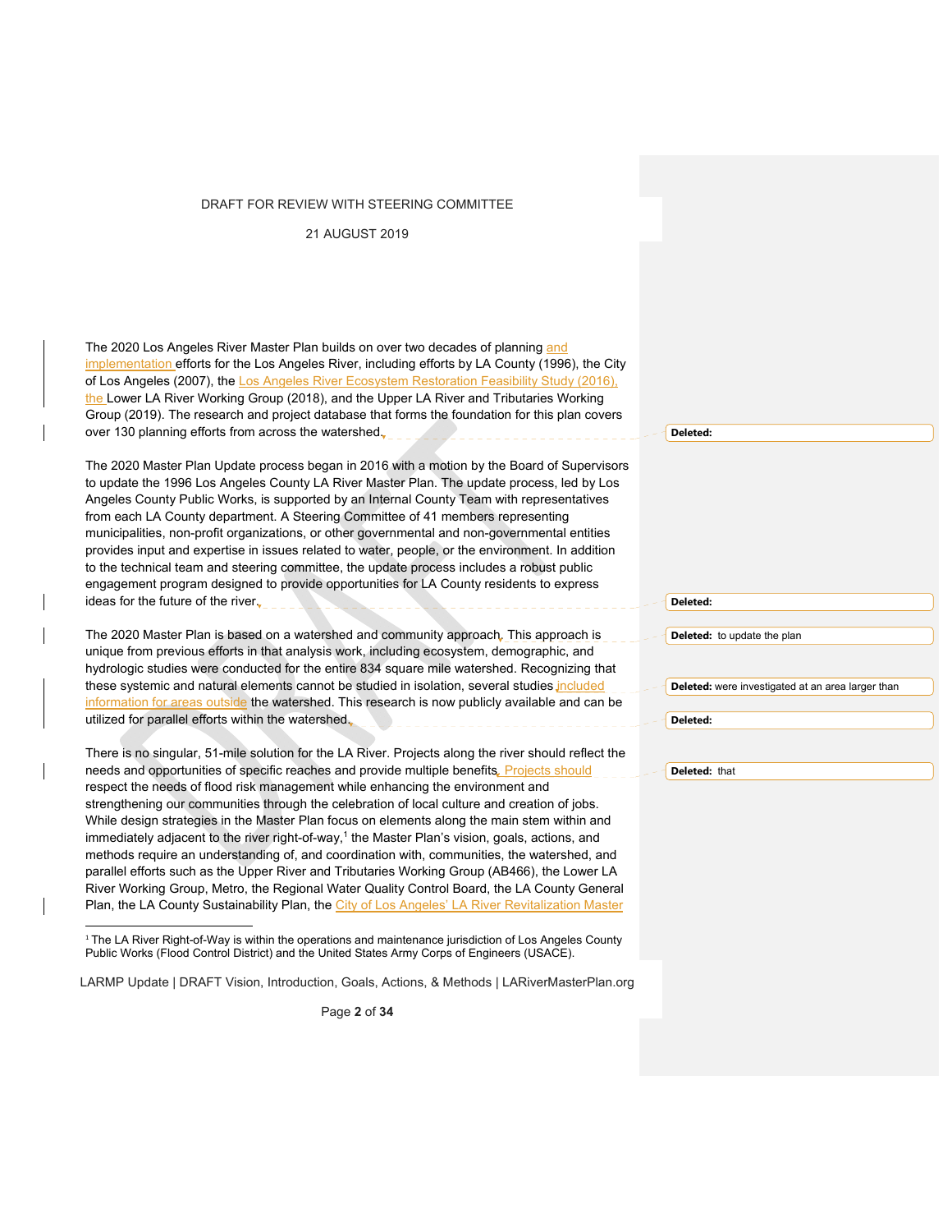The 2020 Los Angeles River Master Plan builds on over two decades of planning and implementation efforts for the Los Angeles River, including efforts by LA County (1996), the City of Los Angeles (2007), the Los Angeles River Ecosystem Restoration Feasibility Study (2016), the Lower LA River Working Group (2018), and the Upper LA River and Tributaries Working Group (2019). The research and project database that forms the foundation for this plan covers over 130 planning efforts from across the watershed.

The 2020 Master Plan Update process began in 2016 with a motion by the Board of Supervisors to update the 1996 Los Angeles County LA River Master Plan. The update process, led by Los Angeles County Public Works, is supported by an Internal County Team with representatives from each LA County department. A Steering Committee of 41 members representing municipalities, non-profit organizations, or other governmental and non-governmental entities provides input and expertise in issues related to water, people, or the environment. In addition to the technical team and steering committee, the update process includes a robust public engagement program designed to provide opportunities for LA County residents to express ideas for the future of the river.

The 2020 Master Plan is based on a watershed and community approach. This approach is unique from previous efforts in that analysis work, including ecosystem, demographic, and hydrologic studies were conducted for the entire 834 square mile watershed. Recognizing that these systemic and natural elements cannot be studied in isolation, several studies included information for areas outside the watershed. This research is now publicly available and can be utilized for parallel efforts within the watershed.

There is no singular, 51-mile solution for the LA River. Projects along the river should reflect the needs and opportunities of specific reaches and provide multiple benefits. Projects should respect the needs of flood risk management while enhancing the environment and strengthening our communities through the celebration of local culture and creation of jobs. While design strategies in the Master Plan focus on elements along the main stem within and immediately adjacent to the river right-of-way,[1] the Master Plan's vision, goals, actions, and methods require an understanding of, and coordination with, communities, the watershed, and parallel efforts such as the Upper River and Tributaries Working Group (AB466), the Lower LA River Working Group, Metro, the Regional Water Quality Control Board, the LA County General Plan, the LA County Sustainability Plan, the City of Los Angeles' LA River Revitalization Master

[1] The LA River Right-of-Way is within the operations and maintenance jurisdiction of Los Angeles County Public Works (Flood Control District) and the United States Army Corps of Engineers (USACE).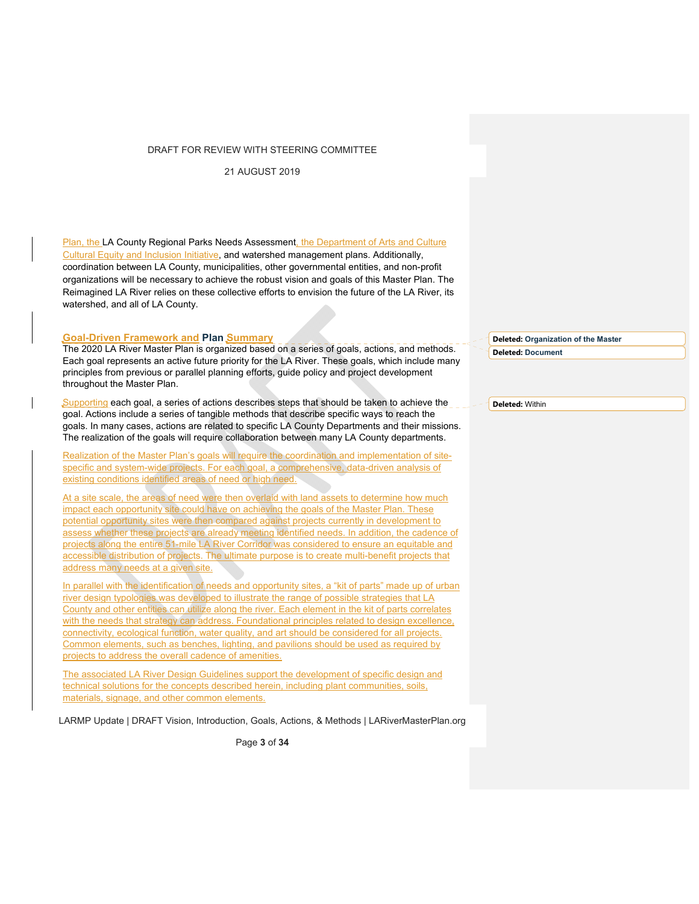Plan, the LA County Regional Parks Needs Assessment, the Department of Arts and Culture Cultural Equity and Inclusion Initiative, and watershed management plans. Additionally, coordination between LA County, municipalities, other governmental entities, and non-profit organizations will be necessary to achieve the robust vision and goals of this Master Plan. The Reimagined LA River relies on these collective efforts to envision the future of the LA River, its watershed, and all of LA County.

## Goal-Driven Framework and Plan Summary

The 2020 LA River Master Plan is organized based on a series of goals, actions, and methods. Each goal represents an active future priority for the LA River. These goals, which include many principles from previous or parallel planning efforts, guide policy and project development throughout the Master Plan.

Supporting each goal, a series of actions describes steps that should be taken to achieve the goal. Actions include a series of tangible methods that describe specific ways to reach the goals. In many cases, actions are related to specific LA County Departments and their missions. The realization of the goals will require collaboration between many LA County departments.

Realization of the Master Plan's goals will require the coordination and implementation of site-specific and system-wide projects. For each goal, a comprehensive, data-driven analysis of existing conditions identified areas of need or high need.

At a site scale, the areas of need were then overlaid with land assets to determine how much impact each opportunity site could have on achieving the goals of the Master Plan. These potential opportunity sites were then compared against projects currently in development to assess whether these projects are already meeting identified needs. In addition, the cadence of projects along the entire 51-mile LA River Corridor was considered to ensure an equitable and accessible distribution of projects. The ultimate purpose is to create multi-benefit projects that address many needs at a given site.

In parallel with the identification of needs and opportunity sites, a "kit of parts" made up of urban river design typologies was developed to illustrate the range of possible strategies that LA County and other entities can utilize along the river. Each element in the kit of parts correlates with the needs that strategy can address. Foundational principles related to design excellence, connectivity, ecological function, water quality, and art should be considered for all projects. Common elements, such as benches, lighting, and pavilions should be used as required by projects to address the overall cadence of amenities.

The associated LA River Design Guidelines support the development of specific design and technical solutions for the concepts described herein, including plant communities, soils, materials, signage, and other common elements.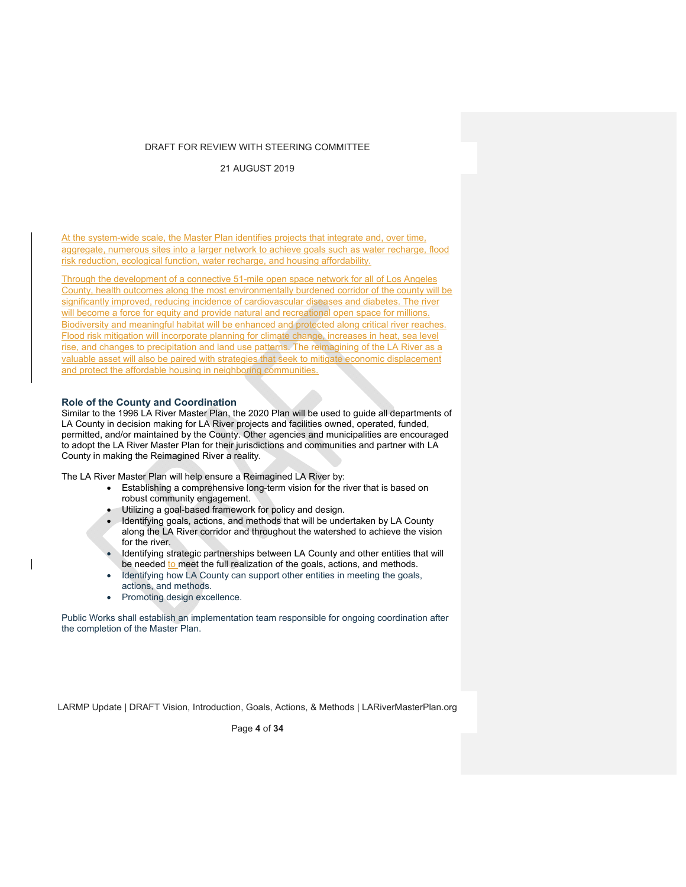At the system-wide scale, the Master Plan identifies projects that integrate and, over time, aggregate, numerous sites into a larger network to achieve goals such as water recharge, flood risk reduction, ecological function, water recharge, and housing affordability.

Through the development of a connective 51-mile open space network for all of Los Angeles County, health outcomes along the most environmentally burdened corridor of the county will be significantly improved, reducing incidence of cardiovascular diseases and diabetes. The river will become a force for equity and provide natural and recreational open space for millions. Biodiversity and meaningful habitat will be enhanced and protected along critical river reaches. Flood risk mitigation will incorporate planning for climate change, increases in heat, sea level rise, and changes to precipitation and land use patterns. The reimagining of the LA River as a valuable asset will also be paired with strategies that seek to mitigate economic displacement and protect the affordable housing in neighboring communities.

### Role of the County and Coordination

Similar to the 1996 LA River Master Plan, the 2020 Plan will be used to guide all departments of LA County in decision making for LA River projects and facilities owned, operated, funded, permitted, and/or maintained by the County. Other agencies and municipalities are encouraged to adopt the LA River Master Plan for their jurisdictions and communities and partner with LA County in making the Reimagined River a reality.

The LA River Master Plan will help ensure a Reimagined LA River by:

- Establishing a comprehensive long-term vision for the river that is based on robust community engagement.
- Utilizing a goal-based framework for policy and design.
- Identifying goals, actions, and methods that will be undertaken by LA County along the LA River corridor and throughout the watershed to achieve the vision for the river.
- Identifying strategic partnerships between LA County and other entities that will be needed to meet the full realization of the goals, actions, and methods.
- Identifying how LA County can support other entities in meeting the goals, actions, and methods.
- Promoting design excellence.

Public Works shall establish an implementation team responsible for ongoing coordination after the completion of the Master Plan.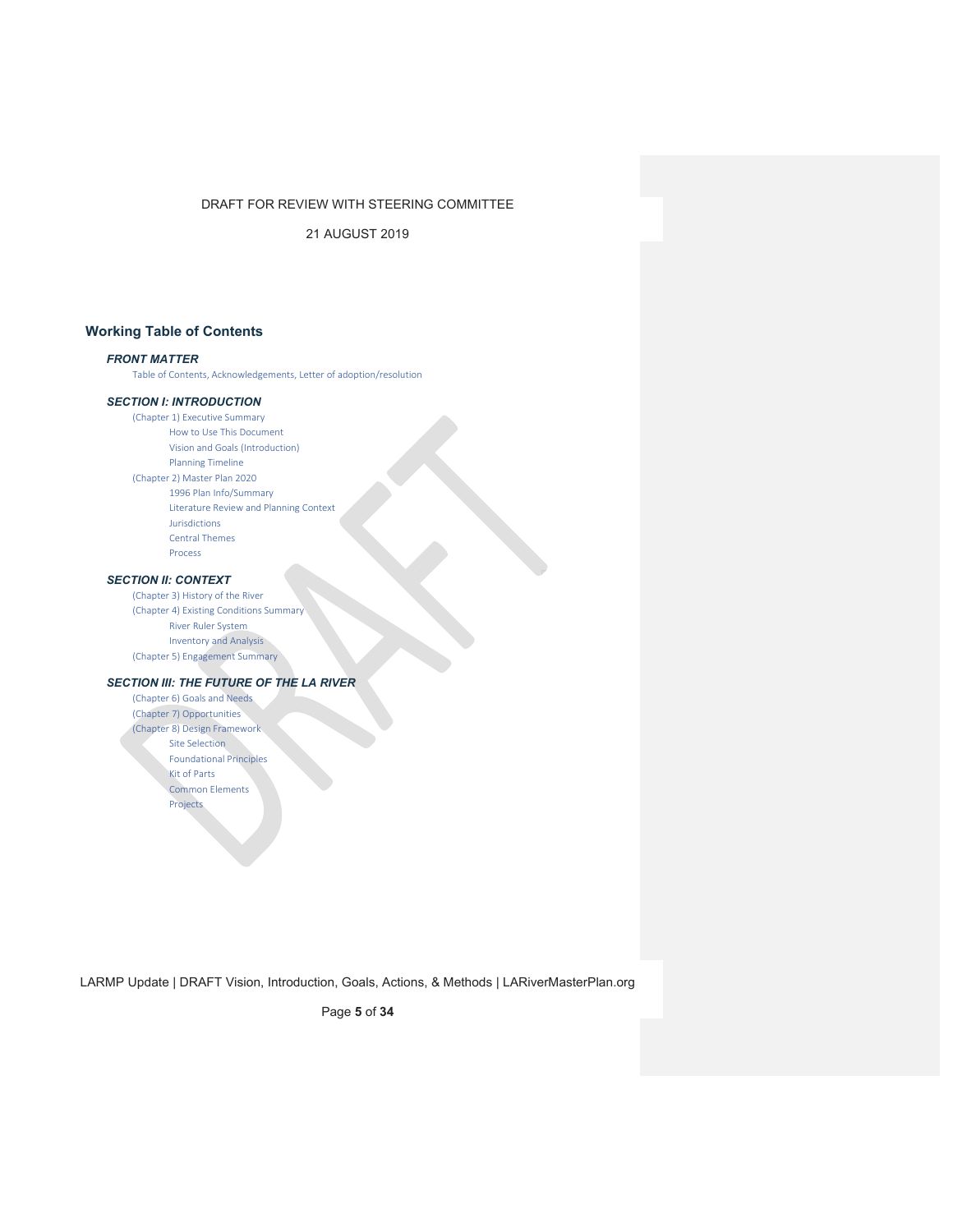DRAFT FOR REVIEW WITH STEERING COMMITTEE

21 AUGUST 2019

## Working Table of Contents

### *FRONT MATTER*

Table of Contents, Acknowledgements, Letter of adoption/resolution

### *SECTION I: INTRODUCTION*

- (Chapter 1) Executive Summary
  - How to Use This Document
  - Vision and Goals (Introduction)
  - Planning Timeline
- (Chapter 2) Master Plan 2020
  - 1996 Plan Info/Summary
  - Literature Review and Planning Context
  - Jurisdictions
  - Central Themes
  - Process

### *SECTION II: CONTEXT*

- (Chapter 3) History of the River
- (Chapter 4) Existing Conditions Summary
  - River Ruler System
  - Inventory and Analysis
- (Chapter 5) Engagement Summary

### *SECTION III: THE FUTURE OF THE LA RIVER*

- (Chapter 6) Goals and Needs
- (Chapter 7) Opportunities
- (Chapter 8) Design Framework
  - Site Selection
  - Foundational Principles
  - Kit of Parts
  - Common Elements
  - Projects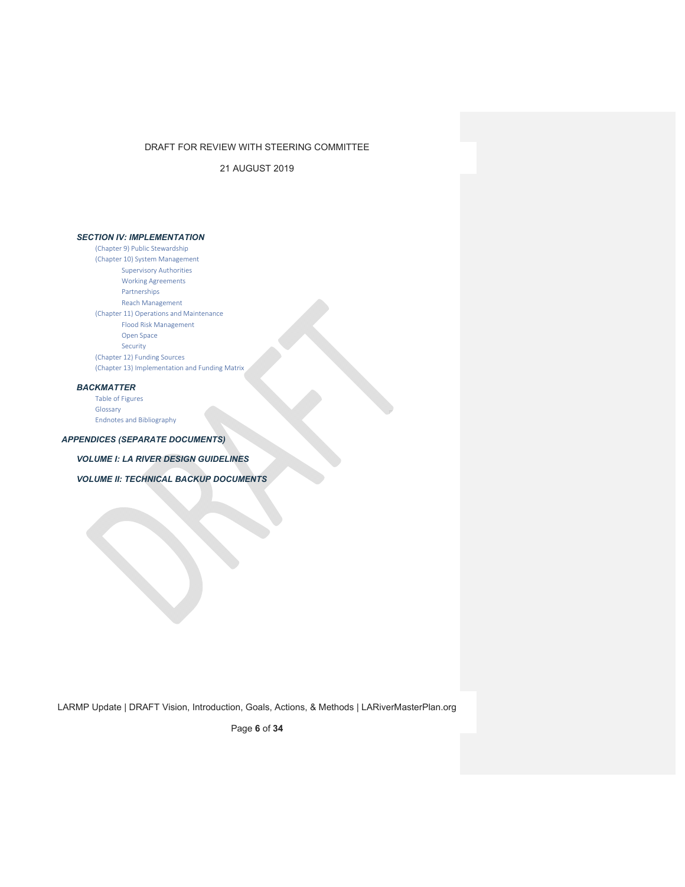## *SECTION IV: IMPLEMENTATION*

- (Chapter 9) Public Stewardship
- (Chapter 10) System Management
  - Supervisory Authorities
  - Working Agreements
  - Partnerships
  - Reach Management
- (Chapter 11) Operations and Maintenance
  - Flood Risk Management
  - Open Space
  - Security
- (Chapter 12) Funding Sources
- (Chapter 13) Implementation and Funding Matrix

## *BACKMATTER*

- Table of Figures
- Glossary
- Endnotes and Bibliography

## *APPENDICES (SEPARATE DOCUMENTS)*

### *VOLUME I: LA RIVER DESIGN GUIDELINES*

### *VOLUME II: TECHNICAL BACKUP DOCUMENTS*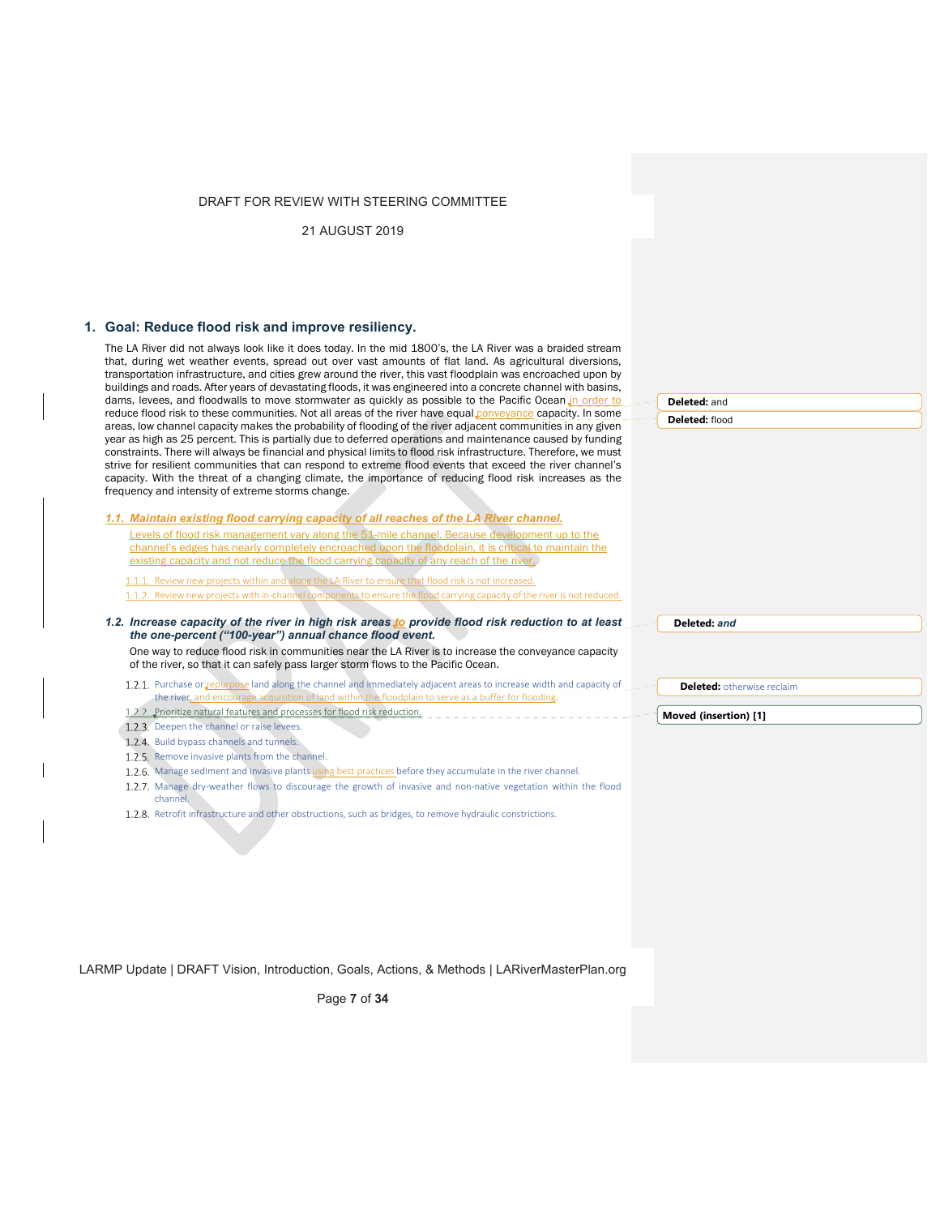DRAFT FOR REVIEW WITH STEERING COMMITTEE

21 AUGUST 2019

## 1. Goal: Reduce flood risk and improve resiliency.

The LA River did not always look like it does today. In the mid 1800's, the LA River was a braided stream that, during wet weather events, spread out over vast amounts of flat land. As agricultural diversions, transportation infrastructure, and cities grew around the river, this vast floodplain was encroached upon by buildings and roads. After years of devastating floods, it was engineered into a concrete channel with basins, dams, levees, and floodwalls to move stormwater as quickly as possible to the Pacific Ocean in order to reduce flood risk to these communities. Not all areas of the river have equal conveyance capacity. In some areas, low channel capacity makes the probability of flooding of the river adjacent communities in any given year as high as 25 percent. This is partially due to deferred operations and maintenance caused by funding constraints. There will always be financial and physical limits to flood risk infrastructure. Therefore, we must strive for resilient communities that can respond to extreme flood events that exceed the river channel's capacity. With the threat of a changing climate, the importance of reducing flood risk increases as the frequency and intensity of extreme storms change.

Deleted: and

Deleted: flood

### *1.1. Maintain existing flood carrying capacity of all reaches of the LA River channel.*

Levels of flood risk management vary along the 51-mile channel. Because development up to the channel's edges has nearly completely encroached upon the floodplain, it is critical to maintain the existing capacity and not reduce the flood carrying capacity of any reach of the river.

1.1.1. Review new projects within and along the LA River to ensure that flood risk is not increased.

1.1.2. Review new projects with in-channel components to ensure the flood carrying capacity of the river is not reduced.

### *1.2. Increase capacity of the river in high risk areas to provide flood risk reduction to at least the one-percent ("100-year") annual chance flood event.*

Deleted: *and*

One way to reduce flood risk in communities near the LA River is to increase the conveyance capacity of the river, so that it can safely pass larger storm flows to the Pacific Ocean.

1.2.1. Purchase or repurpose land along the channel and immediately adjacent areas to increase width and capacity of the river, and encourage acquisition of land within the floodplain to serve as a buffer for flooding.

Deleted: otherwise reclaim

1.2.2. Prioritize natural features and processes for flood risk reduction.

Moved (insertion) [1]

1.2.3. Deepen the channel or raise levees.

1.2.4. Build bypass channels and tunnels.

1.2.5. Remove invasive plants from the channel.

1.2.6. Manage sediment and invasive plants using best practices before they accumulate in the river channel.

1.2.7. Manage dry-weather flows to discourage the growth of invasive and non-native vegetation within the flood channel.

1.2.8. Retrofit infrastructure and other obstructions, such as bridges, to remove hydraulic constrictions.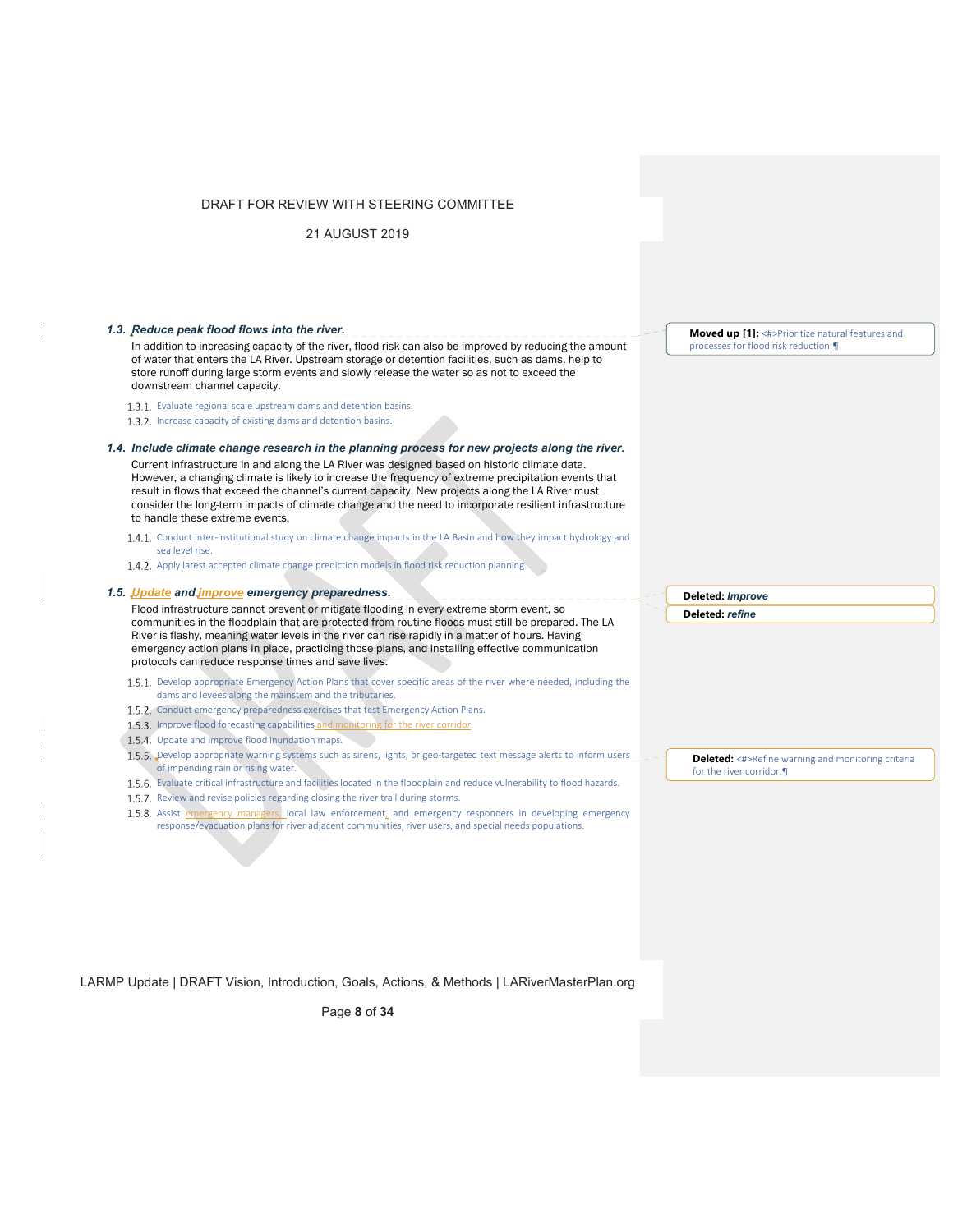### *1.3. Reduce peak flood flows into the river.*

In addition to increasing capacity of the river, flood risk can also be improved by reducing the amount of water that enters the LA River. Upstream storage or detention facilities, such as dams, help to store runoff during large storm events and slowly release the water so as not to exceed the downstream channel capacity.

1.3.1. Evaluate regional scale upstream dams and detention basins.
1.3.2. Increase capacity of existing dams and detention basins.

### *1.4. Include climate change research in the planning process for new projects along the river.*

Current infrastructure in and along the LA River was designed based on historic climate data. However, a changing climate is likely to increase the frequency of extreme precipitation events that result in flows that exceed the channel's current capacity. New projects along the LA River must consider the long-term impacts of climate change and the need to incorporate resilient infrastructure to handle these extreme events.

1.4.1. Conduct inter-institutional study on climate change impacts in the LA Basin and how they impact hydrology and sea level rise.
1.4.2. Apply latest accepted climate change prediction models in flood risk reduction planning.

### *1.5. Update and improve emergency preparedness.*

Flood infrastructure cannot prevent or mitigate flooding in every extreme storm event, so communities in the floodplain that are protected from routine floods must still be prepared. The LA River is flashy, meaning water levels in the river can rise rapidly in a matter of hours. Having emergency action plans in place, practicing those plans, and installing effective communication protocols can reduce response times and save lives.

1.5.1. Develop appropriate Emergency Action Plans that cover specific areas of the river where needed, including the dams and levees along the mainstem and the tributaries.
1.5.2. Conduct emergency preparedness exercises that test Emergency Action Plans.
1.5.3. Improve flood forecasting capabilities and monitoring for the river corridor.
1.5.4. Update and improve flood inundation maps.
1.5.5. Develop appropriate warning systems such as sirens, lights, or geo-targeted text message alerts to inform users of impending rain or rising water.
1.5.6. Evaluate critical infrastructure and facilities located in the floodplain and reduce vulnerability to flood hazards.
1.5.7. Review and revise policies regarding closing the river trail during storms.
1.5.8. Assist emergency managers, local law enforcement, and emergency responders in developing emergency response/evacuation plans for river adjacent communities, river users, and special needs populations.

**Moved up [1]:** Prioritize natural features and processes for flood risk reduction.

**Deleted:** *Improve*

**Deleted:** *refine*

**Deleted:** Refine warning and monitoring criteria for the river corridor.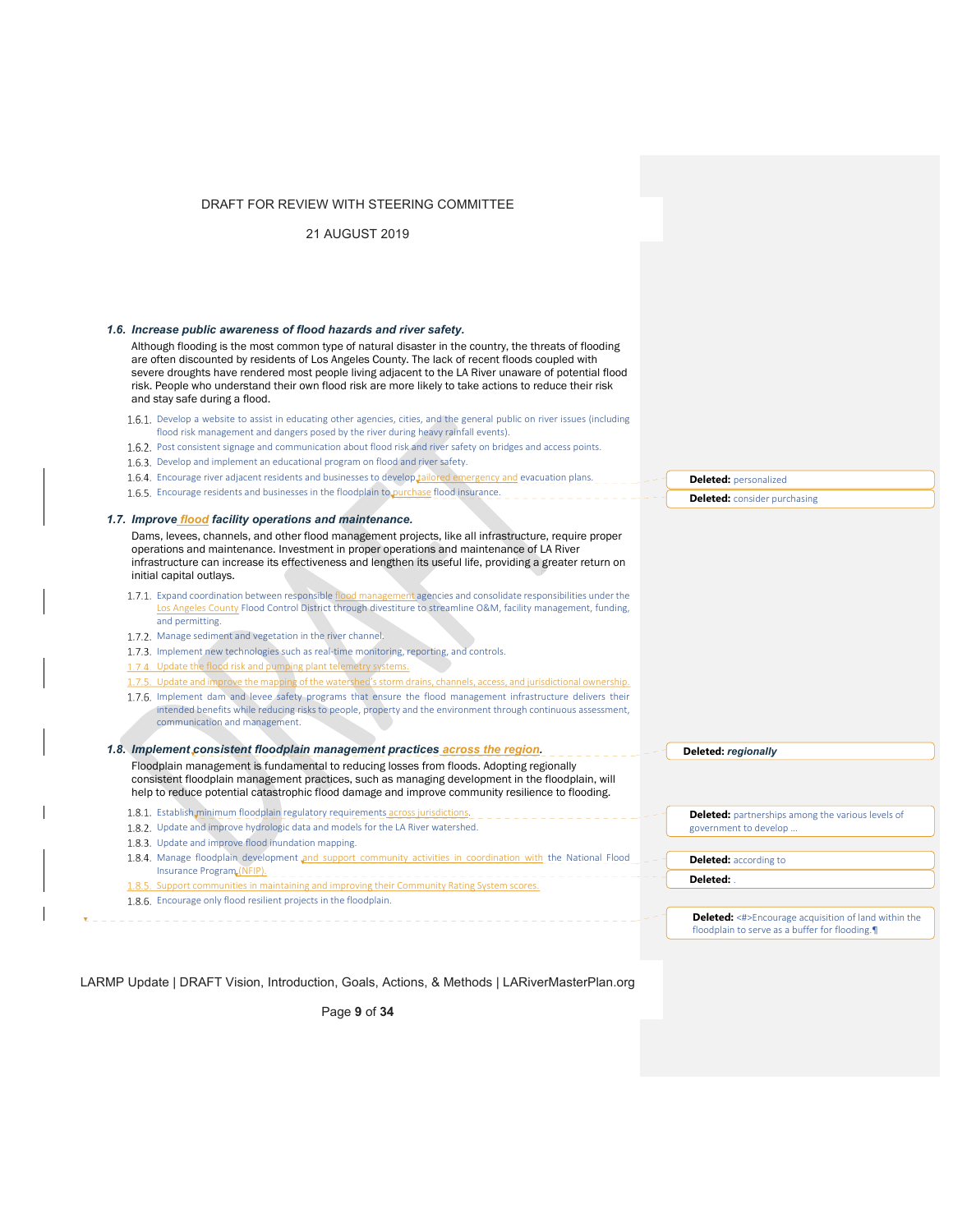### *1.6. Increase public awareness of flood hazards and river safety.*

Although flooding is the most common type of natural disaster in the country, the threats of flooding are often discounted by residents of Los Angeles County. The lack of recent floods coupled with severe droughts have rendered most people living adjacent to the LA River unaware of potential flood risk. People who understand their own flood risk are more likely to take actions to reduce their risk and stay safe during a flood.

1.6.1. Develop a website to assist in educating other agencies, cities, and the general public on river issues (including flood risk management and dangers posed by the river during heavy rainfall events).
1.6.2. Post consistent signage and communication about flood risk and river safety on bridges and access points.
1.6.3. Develop and implement an educational program on flood and river safety.
1.6.4. Encourage river adjacent residents and businesses to develop tailored emergency and evacuation plans.
1.6.5. Encourage residents and businesses in the floodplain to purchase flood insurance.

> **Deleted:** personalized
>
> **Deleted:** consider purchasing

### *1.7. Improve flood facility operations and maintenance.*

Dams, levees, channels, and other flood management projects, like all infrastructure, require proper operations and maintenance. Investment in proper operations and maintenance of LA River infrastructure can increase its effectiveness and lengthen its useful life, providing a greater return on initial capital outlays.

1.7.1. Expand coordination between responsible flood management agencies and consolidate responsibilities under the Los Angeles County Flood Control District through divestiture to streamline O&M, facility management, funding, and permitting.
1.7.2. Manage sediment and vegetation in the river channel.
1.7.3. Implement new technologies such as real-time monitoring, reporting, and controls.
1.7.4. Update the flood risk and pumping plant telemetry systems.
1.7.5. Update and improve the mapping of the watershed's storm drains, channels, access, and jurisdictional ownership.
1.7.6. Implement dam and levee safety programs that ensure the flood management infrastructure delivers their intended benefits while reducing risks to people, property and the environment through continuous assessment, communication and management.

### *1.8. Implement consistent floodplain management practices across the region.*

> **Deleted:** *regionally*

Floodplain management is fundamental to reducing losses from floods. Adopting regionally consistent floodplain management practices, such as managing development in the floodplain, will help to reduce potential catastrophic flood damage and improve community resilience to flooding.

1.8.1. Establish minimum floodplain regulatory requirements across jurisdictions.
1.8.2. Update and improve hydrologic data and models for the LA River watershed.
1.8.3. Update and improve flood inundation mapping.
1.8.4. Manage floodplain development and support community activities in coordination with the National Flood Insurance Program (NFIP).
1.8.5. Support communities in maintaining and improving their Community Rating System scores.
1.8.6. Encourage only flood resilient projects in the floodplain.

> **Deleted:** partnerships among the various levels of government to develop ...
>
> **Deleted:** according to
>
> **Deleted:** .
>
> **Deleted:** <#>Encourage acquisition of land within the floodplain to serve as a buffer for flooding.¶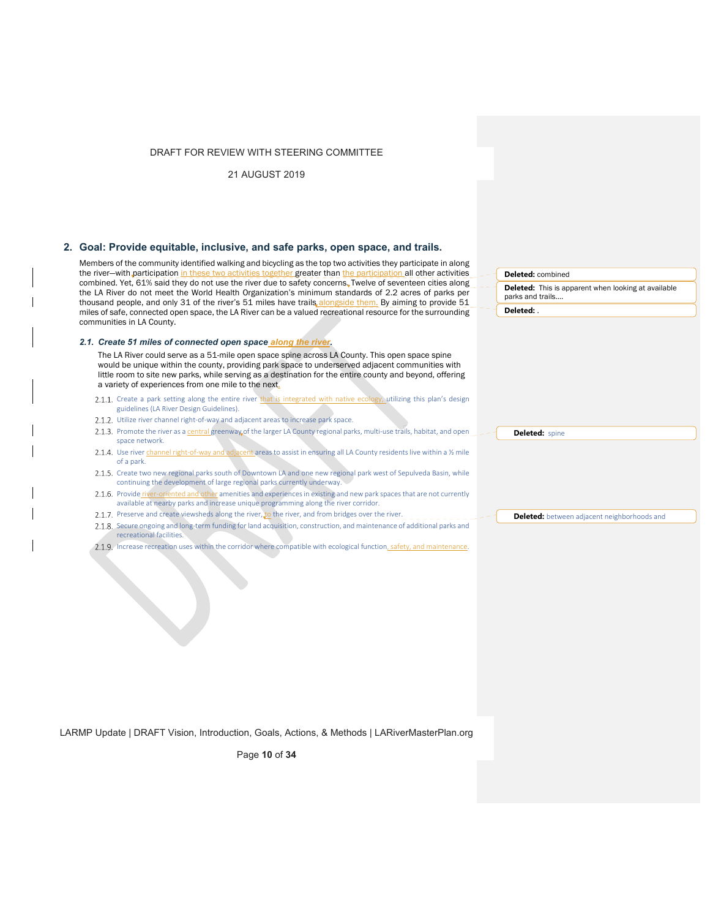## 2. Goal: Provide equitable, inclusive, and safe parks, open space, and trails.

Members of the community identified walking and bicycling as the top two activities they participate in along the river—with participation in these two activities together greater than the participation all other activities combined. Yet, 61% said they do not use the river due to safety concerns. Twelve of seventeen cities along the LA River do not meet the World Health Organization's minimum standards of 2.2 acres of parks per thousand people, and only 31 of the river's 51 miles have trails alongside them. By aiming to provide 51 miles of safe, connected open space, the LA River can be a valued recreational resource for the surrounding communities in LA County.

### *2.1. Create 51 miles of connected open space along the river.*

The LA River could serve as a 51-mile open space spine across LA County. This open space spine would be unique within the county, providing park space to underserved adjacent communities with little room to site new parks, while serving as a destination for the entire county and beyond, offering a variety of experiences from one mile to the next.

2.1.1. Create a park setting along the entire river that is integrated with native ecology, utilizing this plan's design guidelines (LA River Design Guidelines).

2.1.2. Utilize river channel right-of-way and adjacent areas to increase park space.

2.1.3. Promote the river as a central greenway of the larger LA County regional parks, multi-use trails, habitat, and open space network.

2.1.4. Use river channel right-of-way and adjacent areas to assist in ensuring all LA County residents live within a ½ mile of a park.

2.1.5. Create two new regional parks south of Downtown LA and one new regional park west of Sepulveda Basin, while continuing the development of large regional parks currently underway.

2.1.6. Provide river-oriented and other amenities and experiences in existing and new park spaces that are not currently available at nearby parks and increase unique programming along the river corridor.

2.1.7. Preserve and create viewsheds along the river, to the river, and from bridges over the river.

2.1.8. Secure ongoing and long-term funding for land acquisition, construction, and maintenance of additional parks and recreational facilities.

2.1.9. Increase recreation uses within the corridor where compatible with ecological function, safety, and maintenance.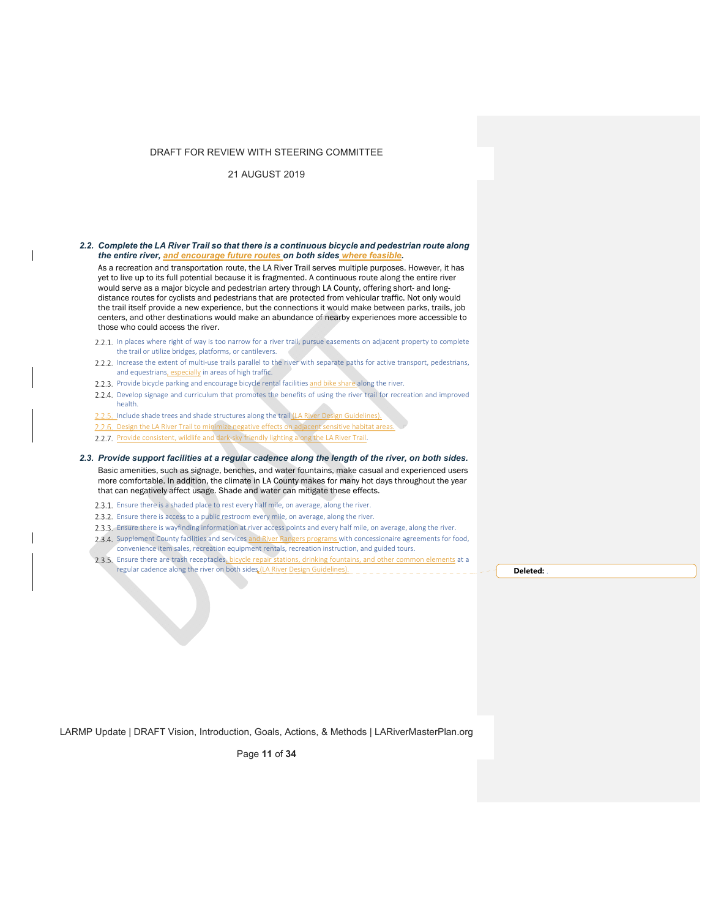### *2.2. Complete the LA River Trail so that there is a continuous bicycle and pedestrian route along the entire river, and encourage future routes on both sides where feasible.*

As a recreation and transportation route, the LA River Trail serves multiple purposes. However, it has yet to live up to its full potential because it is fragmented. A continuous route along the entire river would serve as a major bicycle and pedestrian artery through LA County, offering short- and long-distance routes for cyclists and pedestrians that are protected from vehicular traffic. Not only would the trail itself provide a new experience, but the connections it would make between parks, trails, job centers, and other destinations would make an abundance of nearby experiences more accessible to those who could access the river.

2.2.1. In places where right of way is too narrow for a river trail, pursue easements on adjacent property to complete the trail or utilize bridges, platforms, or cantilevers.

2.2.2. Increase the extent of multi-use trails parallel to the river with separate paths for active transport, pedestrians, and equestrians, especially in areas of high traffic.

2.2.3. Provide bicycle parking and encourage bicycle rental facilities and bike share along the river.

2.2.4. Develop signage and curriculum that promotes the benefits of using the river trail for recreation and improved health.

2.2.5. Include shade trees and shade structures along the trail (LA River Design Guidelines).

2.2.6. Design the LA River Trail to minimize negative effects on adjacent sensitive habitat areas.

2.2.7. Provide consistent, wildlife and dark-sky friendly lighting along the LA River Trail.

### *2.3. Provide support facilities at a regular cadence along the length of the river, on both sides.*

Basic amenities, such as signage, benches, and water fountains, make casual and experienced users more comfortable. In addition, the climate in LA County makes for many hot days throughout the year that can negatively affect usage. Shade and water can mitigate these effects.

2.3.1. Ensure there is a shaded place to rest every half mile, on average, along the river.

2.3.2. Ensure there is access to a public restroom every mile, on average, along the river.

2.3.3. Ensure there is wayfinding information at river access points and every half mile, on average, along the river.

2.3.4. Supplement County facilities and services and River Rangers programs with concessionaire agreements for food, convenience item sales, recreation equipment rentals, recreation instruction, and guided tours.

2.3.5. Ensure there are trash receptacles, bicycle repair stations, drinking fountains, and other common elements at a regular cadence along the river on both sides (LA River Design Guidelines).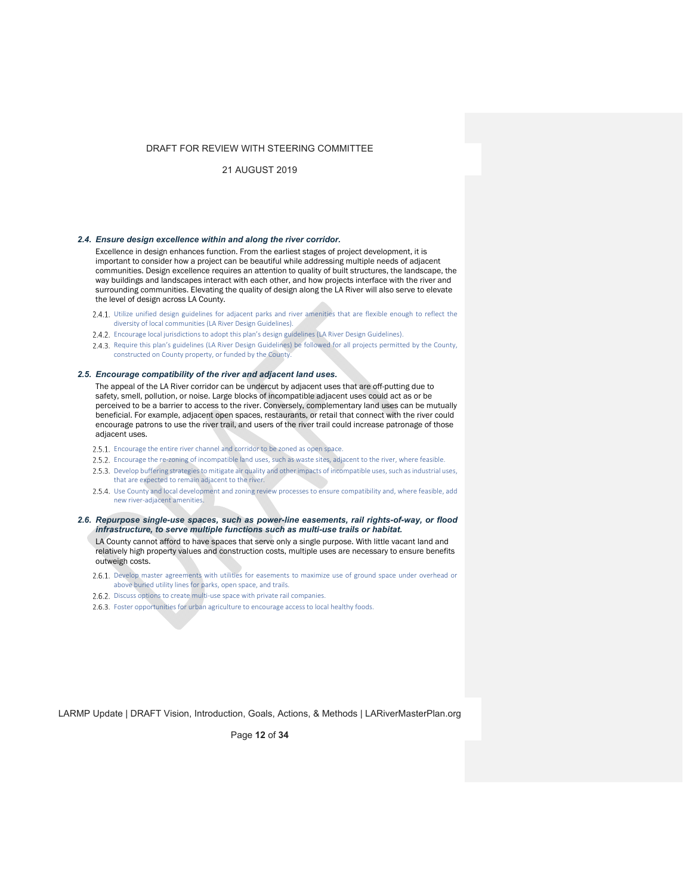### *2.4. Ensure design excellence within and along the river corridor.*

Excellence in design enhances function. From the earliest stages of project development, it is important to consider how a project can be beautiful while addressing multiple needs of adjacent communities. Design excellence requires an attention to quality of built structures, the landscape, the way buildings and landscapes interact with each other, and how projects interface with the river and surrounding communities. Elevating the quality of design along the LA River will also serve to elevate the level of design across LA County.

- 2.4.1. Utilize unified design guidelines for adjacent parks and river amenities that are flexible enough to reflect the diversity of local communities (LA River Design Guidelines).
- 2.4.2. Encourage local jurisdictions to adopt this plan's design guidelines (LA River Design Guidelines).
- 2.4.3. Require this plan's guidelines (LA River Design Guidelines) be followed for all projects permitted by the County, constructed on County property, or funded by the County.

### *2.5. Encourage compatibility of the river and adjacent land uses.*

The appeal of the LA River corridor can be undercut by adjacent uses that are off-putting due to safety, smell, pollution, or noise. Large blocks of incompatible adjacent uses could act as or be perceived to be a barrier to access to the river. Conversely, complementary land uses can be mutually beneficial. For example, adjacent open spaces, restaurants, or retail that connect with the river could encourage patrons to use the river trail, and users of the river trail could increase patronage of those adjacent uses.

- 2.5.1. Encourage the entire river channel and corridor to be zoned as open space.
- 2.5.2. Encourage the re-zoning of incompatible land uses, such as waste sites, adjacent to the river, where feasible.
- 2.5.3. Develop buffering strategies to mitigate air quality and other impacts of incompatible uses, such as industrial uses, that are expected to remain adjacent to the river.
- 2.5.4. Use County and local development and zoning review processes to ensure compatibility and, where feasible, add new river-adjacent amenities.

### *2.6. Repurpose single-use spaces, such as power-line easements, rail rights-of-way, or flood infrastructure, to serve multiple functions such as multi-use trails or habitat.*

LA County cannot afford to have spaces that serve only a single purpose. With little vacant land and relatively high property values and construction costs, multiple uses are necessary to ensure benefits outweigh costs.

- 2.6.1. Develop master agreements with utilities for easements to maximize use of ground space under overhead or above buried utility lines for parks, open space, and trails.
- 2.6.2. Discuss options to create multi-use space with private rail companies.
- 2.6.3. Foster opportunities for urban agriculture to encourage access to local healthy foods.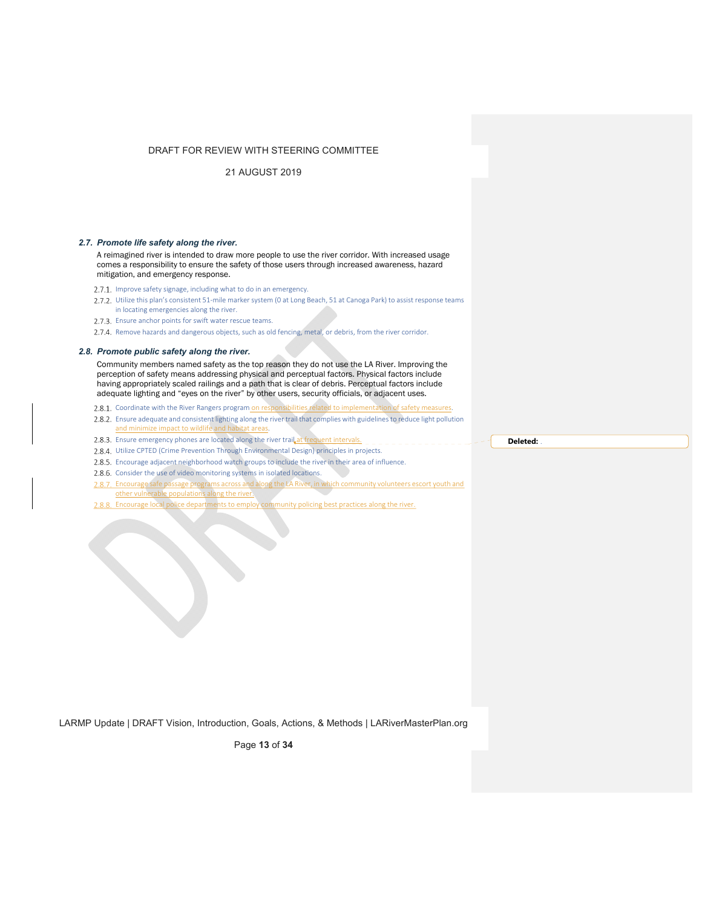### *2.7. Promote life safety along the river.*

A reimagined river is intended to draw more people to use the river corridor. With increased usage comes a responsibility to ensure the safety of those users through increased awareness, hazard mitigation, and emergency response.

2.7.1. Improve safety signage, including what to do in an emergency.

2.7.2. Utilize this plan's consistent 51-mile marker system (0 at Long Beach, 51 at Canoga Park) to assist response teams in locating emergencies along the river.

2.7.3. Ensure anchor points for swift water rescue teams.

2.7.4. Remove hazards and dangerous objects, such as old fencing, metal, or debris, from the river corridor.

### *2.8. Promote public safety along the river.*

Community members named safety as the top reason they do not use the LA River. Improving the perception of safety means addressing physical and perceptual factors. Physical factors include having appropriately scaled railings and a path that is clear of debris. Perceptual factors include adequate lighting and "eyes on the river" by other users, security officials, or adjacent uses.

2.8.1. Coordinate with the River Rangers program on responsibilities related to implementation of safety measures.

2.8.2. Ensure adequate and consistent lighting along the river trail that complies with guidelines to reduce light pollution and minimize impact to wildlife and habitat areas.

2.8.3. Ensure emergency phones are located along the river trail at frequent intervals.

2.8.4. Utilize CPTED (Crime Prevention Through Environmental Design) principles in projects.

2.8.5. Encourage adjacent neighborhood watch groups to include the river in their area of influence.

2.8.6. Consider the use of video monitoring systems in isolated locations.

2.8.7. Encourage safe passage programs across and along the LA River, in which community volunteers escort youth and other vulnerable populations along the river.

2.8.8. Encourage local police departments to employ community policing best practices along the river.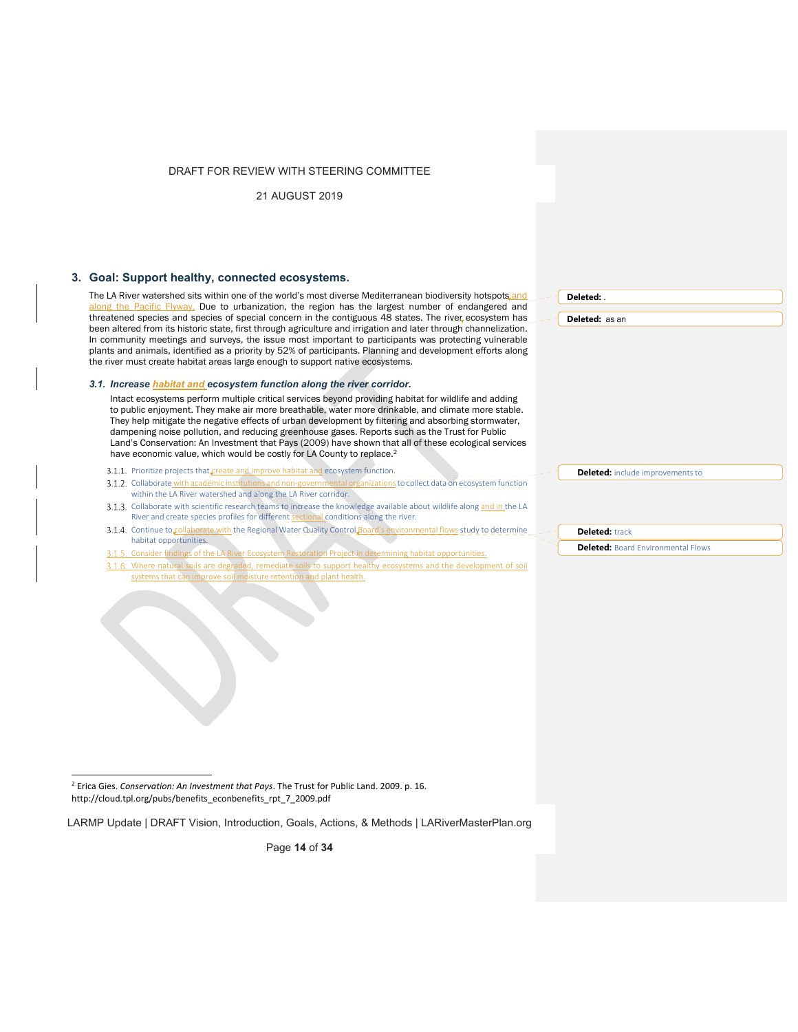## 3. Goal: Support healthy, connected ecosystems.

The LA River watershed sits within one of the world's most diverse Mediterranean biodiversity hotspots and along the Pacific Flyway. Due to urbanization, the region has the largest number of endangered and threatened species and species of special concern in the contiguous 48 states. The river ecosystem has been altered from its historic state, first through agriculture and irrigation and later through channelization. In community meetings and surveys, the issue most important to participants was protecting vulnerable plants and animals, identified as a priority by 52% of participants. Planning and development efforts along the river must create habitat areas large enough to support native ecosystems.

### *3.1. Increase habitat and ecosystem function along the river corridor.*

Intact ecosystems perform multiple critical services beyond providing habitat for wildlife and adding to public enjoyment. They make air more breathable, water more drinkable, and climate more stable. They help mitigate the negative effects of urban development by filtering and absorbing stormwater, dampening noise pollution, and reducing greenhouse gases. Reports such as the Trust for Public Land's Conservation: An Investment that Pays (2009) have shown that all of these ecological services have economic value, which would be costly for LA County to replace.[2]

3.1.1. Prioritize projects that create and improve habitat and ecosystem function.

3.1.2. Collaborate with academic institutions and non-governmental organizations to collect data on ecosystem function within the LA River watershed and along the LA River corridor.

3.1.3. Collaborate with scientific research teams to increase the knowledge available about wildlife along and in the LA River and create species profiles for different sectional conditions along the river.

3.1.4. Continue to collaborate with the Regional Water Quality Control Board's environmental flows study to determine habitat opportunities.

3.1.5. Consider findings of the LA River Ecosystem Restoration Project in determining habitat opportunities.

3.1.6. Where natural soils are degraded, remediate soils to support healthy ecosystems and the development of soil systems that can improve soil moisture retention and plant health.

---

[2] Erica Gies. *Conservation: An Investment that Pays*. The Trust for Public Land. 2009. p. 16. http://cloud.tpl.org/pubs/benefits_econbenefits_rpt_7_2009.pdf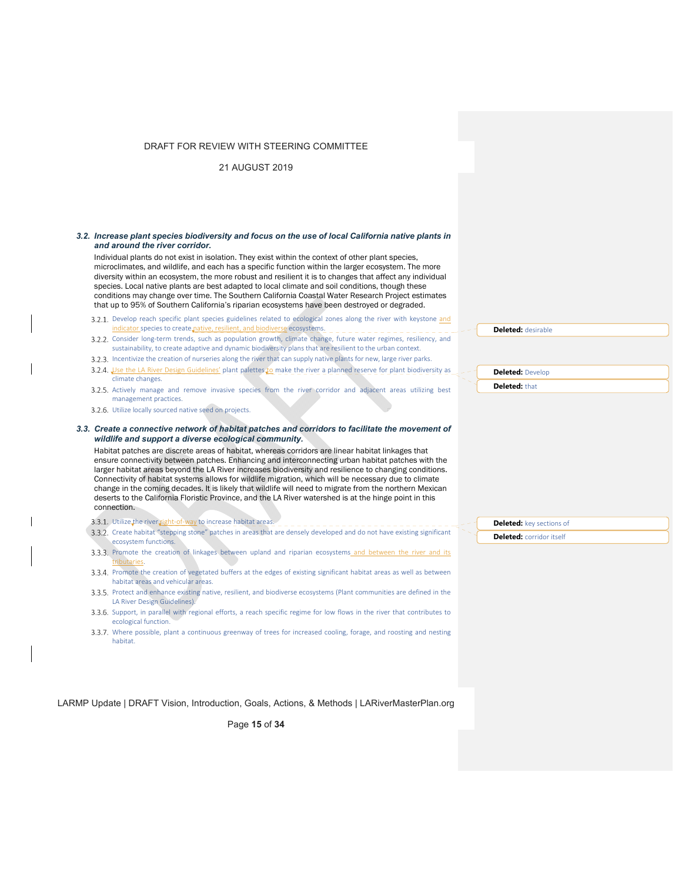### *3.2. Increase plant species biodiversity and focus on the use of local California native plants in and around the river corridor.*

Individual plants do not exist in isolation. They exist within the context of other plant species, microclimates, and wildlife, and each has a specific function within the larger ecosystem. The more diversity within an ecosystem, the more robust and resilient it is to changes that affect any individual species. Local native plants are best adapted to local climate and soil conditions, though these conditions may change over time. The Southern California Coastal Water Research Project estimates that up to 95% of Southern California's riparian ecosystems have been destroyed or degraded.

- 3.2.1. Develop reach specific plant species guidelines related to ecological zones along the river with keystone and indicator species to create native, resilient, and biodiverse ecosystems.
- 3.2.2. Consider long-term trends, such as population growth, climate change, future water regimes, resiliency, and sustainability, to create adaptive and dynamic biodiversity plans that are resilient to the urban context.
- 3.2.3. Incentivize the creation of nurseries along the river that can supply native plants for new, large river parks.
- 3.2.4. Use the LA River Design Guidelines' plant palettes to make the river a planned reserve for plant biodiversity as climate changes.
- 3.2.5. Actively manage and remove invasive species from the river corridor and adjacent areas utilizing best management practices.
- 3.2.6. Utilize locally sourced native seed on projects.

### *3.3. Create a connective network of habitat patches and corridors to facilitate the movement of wildlife and support a diverse ecological community.*

Habitat patches are discrete areas of habitat, whereas corridors are linear habitat linkages that ensure connectivity between patches. Enhancing and interconnecting urban habitat patches with the larger habitat areas beyond the LA River increases biodiversity and resilience to changing conditions. Connectivity of habitat systems allows for wildlife migration, which will be necessary due to climate change in the coming decades. It is likely that wildlife will need to migrate from the northern Mexican deserts to the California Floristic Province, and the LA River watershed is at the hinge point in this connection.

- 3.3.1. Utilize the river right-of-way to increase habitat areas.
- 3.3.2. Create habitat "stepping stone" patches in areas that are densely developed and do not have existing significant ecosystem functions.
- 3.3.3. Promote the creation of linkages between upland and riparian ecosystems and between the river and its tributaries.
- 3.3.4. Promote the creation of vegetated buffers at the edges of existing significant habitat areas as well as between habitat areas and vehicular areas.
- 3.3.5. Protect and enhance existing native, resilient, and biodiverse ecosystems (Plant communities are defined in the LA River Design Guidelines).
- 3.3.6. Support, in parallel with regional efforts, a reach specific regime for low flows in the river that contributes to ecological function.
- 3.3.7. Where possible, plant a continuous greenway of trees for increased cooling, forage, and roosting and nesting habitat.

Deleted: desirable

Deleted: Develop

Deleted: that

Deleted: key sections of

Deleted: corridor itself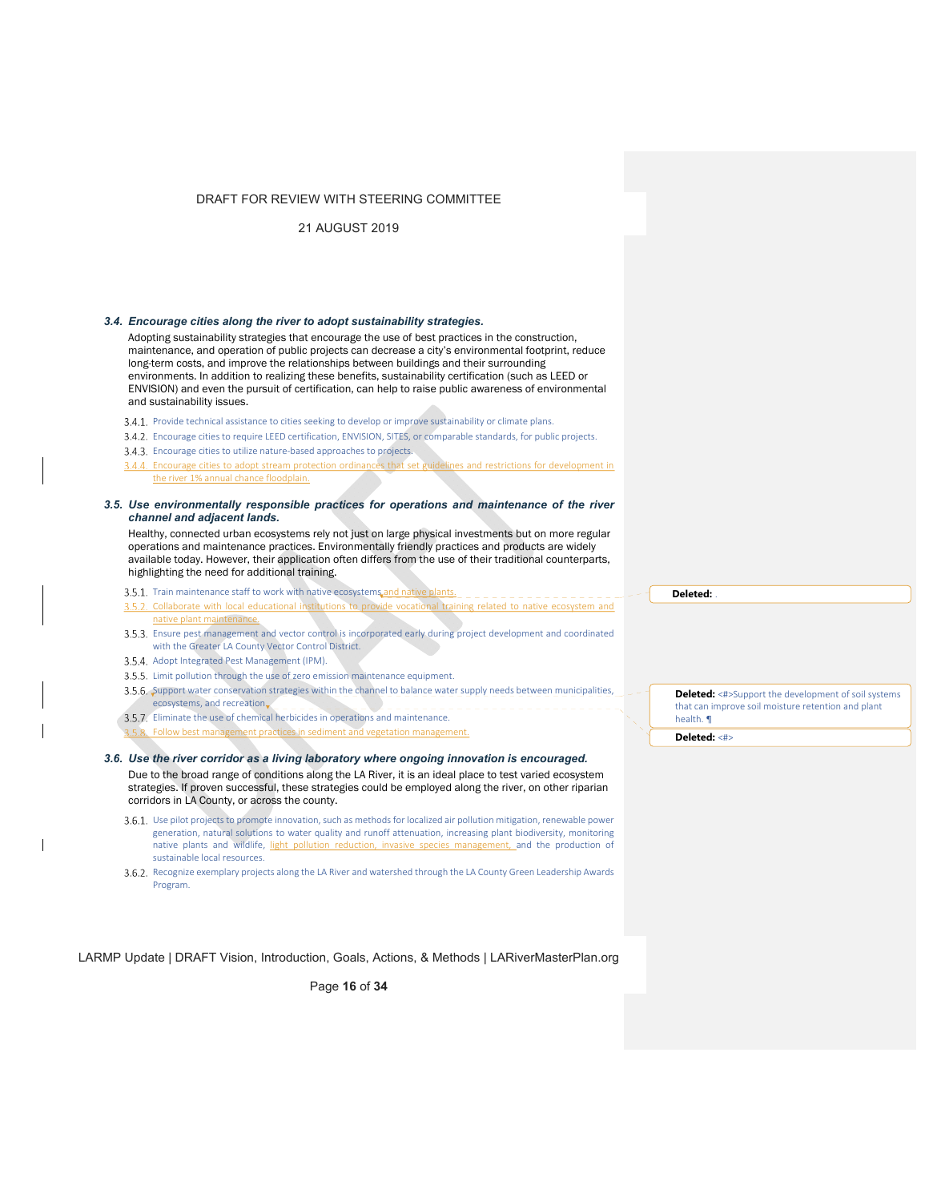### 3.4. *Encourage cities along the river to adopt sustainability strategies.*

Adopting sustainability strategies that encourage the use of best practices in the construction, maintenance, and operation of public projects can decrease a city's environmental footprint, reduce long-term costs, and improve the relationships between buildings and their surrounding environments. In addition to realizing these benefits, sustainability certification (such as LEED or ENVISION) and even the pursuit of certification, can help to raise public awareness of environmental and sustainability issues.

- 3.4.1. Provide technical assistance to cities seeking to develop or improve sustainability or climate plans.
- 3.4.2. Encourage cities to require LEED certification, ENVISION, SITES, or comparable standards, for public projects.
- 3.4.3. Encourage cities to utilize nature-based approaches to projects.
- 3.4.4. Encourage cities to adopt stream protection ordinances that set guidelines and restrictions for development in the river 1% annual chance floodplain.

### 3.5. *Use environmentally responsible practices for operations and maintenance of the river channel and adjacent lands.*

Healthy, connected urban ecosystems rely not just on large physical investments but on more regular operations and maintenance practices. Environmentally friendly practices and products are widely available today. However, their application often differs from the use of their traditional counterparts, highlighting the need for additional training.

- 3.5.1. Train maintenance staff to work with native ecosystems and native plants.
- 3.5.2. Collaborate with local educational institutions to provide vocational training related to native ecosystem and native plant maintenance.
- 3.5.3. Ensure pest management and vector control is incorporated early during project development and coordinated with the Greater LA County Vector Control District.
- 3.5.4. Adopt Integrated Pest Management (IPM).
- 3.5.5. Limit pollution through the use of zero emission maintenance equipment.
- 3.5.6. Support water conservation strategies within the channel to balance water supply needs between municipalities, ecosystems, and recreation.
- 3.5.7. Eliminate the use of chemical herbicides in operations and maintenance.
- 3.5.8. Follow best management practices in sediment and vegetation management.

**Deleted:** .

**Deleted:** <#>Support the development of soil systems that can improve soil moisture retention and plant health. ¶

**Deleted:** <#>

### 3.6. *Use the river corridor as a living laboratory where ongoing innovation is encouraged.*

Due to the broad range of conditions along the LA River, it is an ideal place to test varied ecosystem strategies. If proven successful, these strategies could be employed along the river, on other riparian corridors in LA County, or across the county.

- 3.6.1. Use pilot projects to promote innovation, such as methods for localized air pollution mitigation, renewable power generation, natural solutions to water quality and runoff attenuation, increasing plant biodiversity, monitoring native plants and wildlife, light pollution reduction, invasive species management, and the production of sustainable local resources.
- 3.6.2. Recognize exemplary projects along the LA River and watershed through the LA County Green Leadership Awards Program.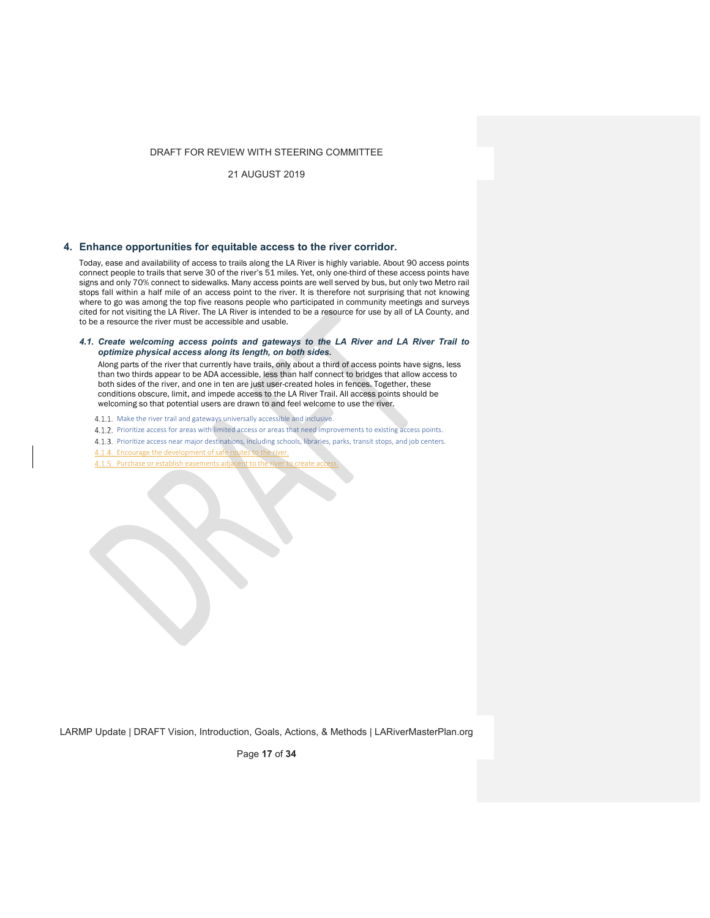## 4. Enhance opportunities for equitable access to the river corridor.

Today, ease and availability of access to trails along the LA River is highly variable. About 90 access points connect people to trails that serve 30 of the river's 51 miles. Yet, only one-third of these access points have signs and only 70% connect to sidewalks. Many access points are well served by bus, but only two Metro rail stops fall within a half mile of an access point to the river. It is therefore not surprising that not knowing where to go was among the top five reasons people who participated in community meetings and surveys cited for not visiting the LA River. The LA River is intended to be a resource for use by all of LA County, and to be a resource the river must be accessible and usable.

### *4.1. Create welcoming access points and gateways to the LA River and LA River Trail to optimize physical access along its length, on both sides.*

Along parts of the river that currently have trails, only about a third of access points have signs, less than two thirds appear to be ADA accessible, less than half connect to bridges that allow access to both sides of the river, and one in ten are just user-created holes in fences. Together, these conditions obscure, limit, and impede access to the LA River Trail. All access points should be welcoming so that potential users are drawn to and feel welcome to use the river.

4.1.1. Make the river trail and gateways universally accessible and inclusive.

4.1.2. Prioritize access for areas with limited access or areas that need improvements to existing access points.

4.1.3. Prioritize access near major destinations, including schools, libraries, parks, transit stops, and job centers.

4.1.4. Encourage the development of safe routes to the river.

4.1.5. Purchase or establish easements adjacent to the river to create access.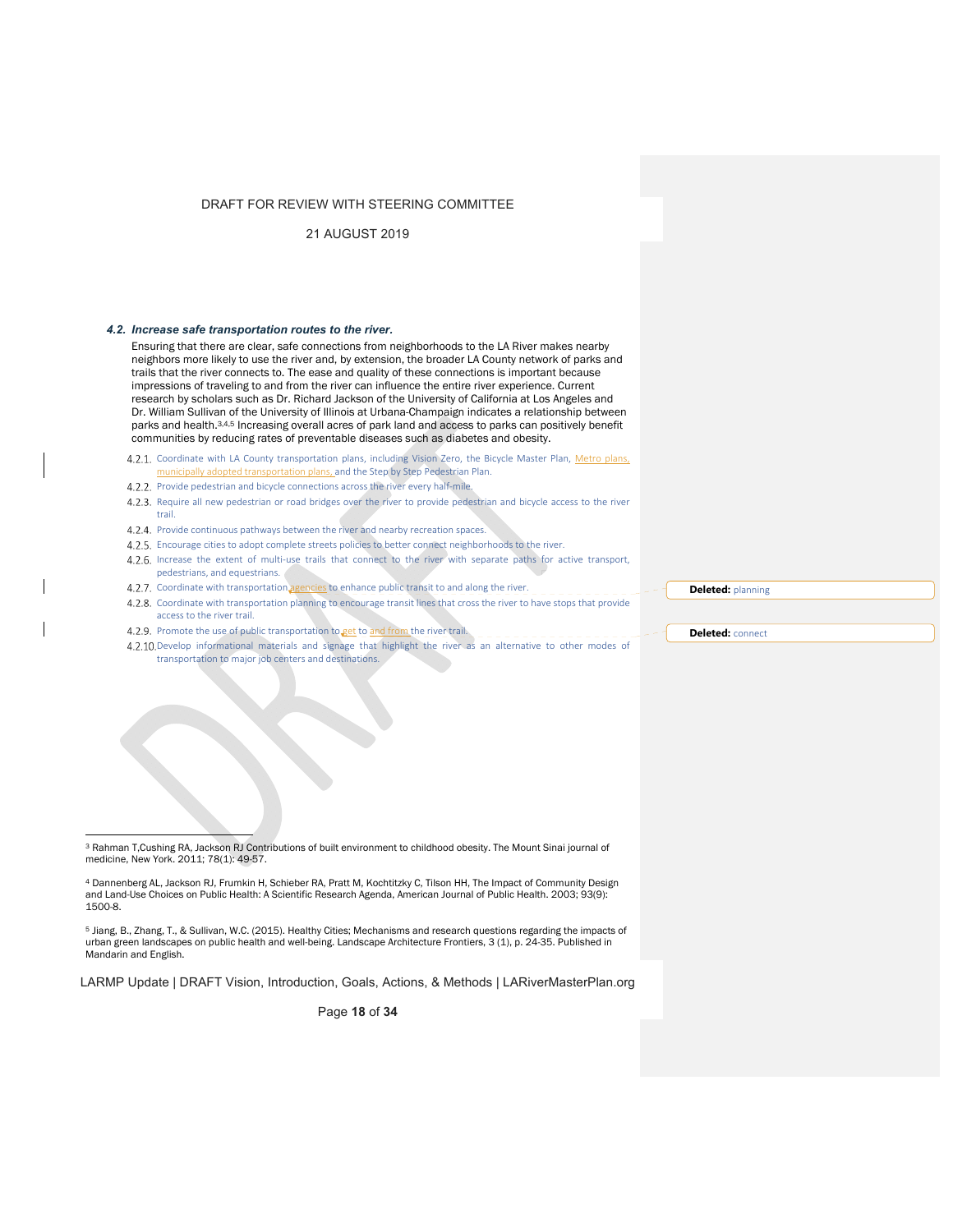### *4.2. Increase safe transportation routes to the river.*

Ensuring that there are clear, safe connections from neighborhoods to the LA River makes nearby neighbors more likely to use the river and, by extension, the broader LA County network of parks and trails that the river connects to. The ease and quality of these connections is important because impressions of traveling to and from the river can influence the entire river experience. Current research by scholars such as Dr. Richard Jackson of the University of California at Los Angeles and Dr. William Sullivan of the University of Illinois at Urbana-Champaign indicates a relationship between parks and health.[3,4,5] Increasing overall acres of park land and access to parks can positively benefit communities by reducing rates of preventable diseases such as diabetes and obesity.

- 4.2.1. Coordinate with LA County transportation plans, including Vision Zero, the Bicycle Master Plan, Metro plans, municipally adopted transportation plans, and the Step by Step Pedestrian Plan.
- 4.2.2. Provide pedestrian and bicycle connections across the river every half-mile.
- 4.2.3. Require all new pedestrian or road bridges over the river to provide pedestrian and bicycle access to the river trail.
- 4.2.4. Provide continuous pathways between the river and nearby recreation spaces.
- 4.2.5. Encourage cities to adopt complete streets policies to better connect neighborhoods to the river.
- 4.2.6. Increase the extent of multi-use trails that connect to the river with separate paths for active transport, pedestrians, and equestrians.
- 4.2.7. Coordinate with transportation agencies to enhance public transit to and along the river.
- 4.2.8. Coordinate with transportation planning to encourage transit lines that cross the river to have stops that provide access to the river trail.
- 4.2.9. Promote the use of public transportation to get to and from the river trail.
- 4.2.10. Develop informational materials and signage that highlight the river as an alternative to other modes of transportation to major job centers and destinations.

**Deleted:** planning

**Deleted:** connect

---

[3] Rahman T,Cushing RA, Jackson RJ Contributions of built environment to childhood obesity. The Mount Sinai journal of medicine, New York. 2011; 78(1): 49-57.

[4] Dannenberg AL, Jackson RJ, Frumkin H, Schieber RA, Pratt M, Kochtitzky C, Tilson HH, The Impact of Community Design and Land-Use Choices on Public Health: A Scientific Research Agenda, American Journal of Public Health. 2003; 93(9): 1500-8.

[5] Jiang, B., Zhang, T., & Sullivan, W.C. (2015). Healthy Cities; Mechanisms and research questions regarding the impacts of urban green landscapes on public health and well-being. Landscape Architecture Frontiers, 3 (1), p. 24-35. Published in Mandarin and English.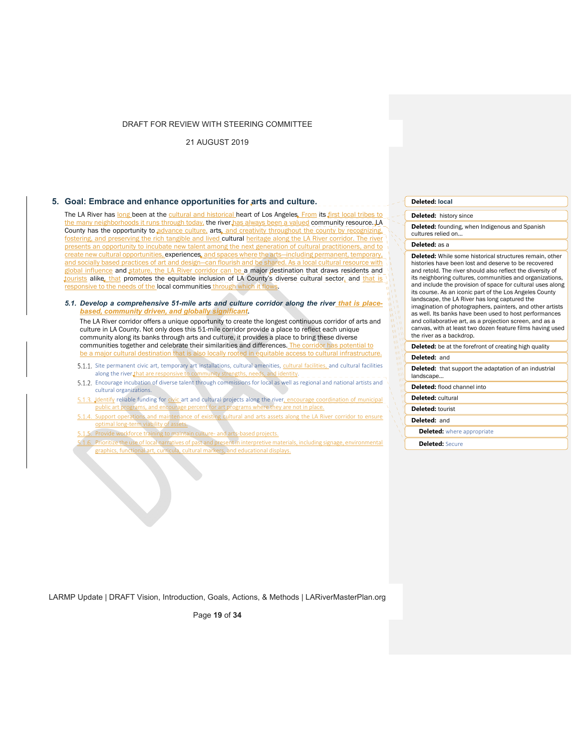DRAFT FOR REVIEW WITH STEERING COMMITTEE

21 AUGUST 2019

## 5. Goal: Embrace and enhance opportunities for arts and culture.

The LA River has long been at the cultural and historical heart of Los Angeles. From its first local tribes to the many neighborhoods it runs through today, the river has always been a valued community resource. LA County has the opportunity to advance culture, arts, and creativity throughout the county by recognizing, fostering, and preserving the rich tangible and lived cultural heritage along the LA River corridor. The river presents an opportunity to incubate new talent among the next generation of cultural practitioners, and to create new cultural opportunities, experiences, and spaces where the arts—including permanent, temporary, and socially based practices of art and design—can flourish and be shared. As a local cultural resource with global influence and stature, the LA River corridor can be a major destination that draws residents and tourists alike, that promotes the equitable inclusion of LA County's diverse cultural sector, and that is responsive to the needs of the local communities through which it flows.

### *5.1. Develop a comprehensive 51-mile arts and culture corridor along the river that is place-based, community driven, and globally significant.*

The LA River corridor offers a unique opportunity to create the longest continuous corridor of arts and culture in LA County. Not only does this 51-mile corridor provide a place to reflect each unique community along its banks through arts and culture, it provides a place to bring these diverse communities together and celebrate their similarities and differences. The corridor has potential to be a major cultural destination that is also locally rooted in equitable access to cultural infrastructure.

- 5.1.1. Site permanent civic art, temporary art installations, cultural amenities, cultural facilities, and cultural facilities along the river that are responsive to community strengths, needs, and identity.
- 5.1.2. Encourage incubation of diverse talent through commissions for local as well as regional and national artists and cultural organizations.
- 5.1.3. Identify reliable funding for civic art and cultural projects along the river, encourage coordination of municipal public art programs, and encourage percent for art programs where they are not in place.
- 5.1.4. Support operations and maintenance of existing cultural and arts assets along the LA River corridor to ensure optimal long-term viability of assets.
- 5.1.5. Provide workforce training to maintain culture- and arts-based projects.
- 5.1.6. Prioritize the use of local narratives of past and present in interpretive materials, including signage, environmental graphics, functional art, curricula, cultural markers, and educational displays.

**Deleted:** local

**Deleted:** history since

**Deleted:** founding, when Indigenous and Spanish cultures relied on…

**Deleted:** as a

**Deleted:** While some historical structures remain, other histories have been lost and deserve to be recovered and retold. The river should also reflect the diversity of its neighboring cultures, communities and organizations, and include the provision of space for cultural uses along its course. As an iconic part of the Los Angeles County landscape, the LA River has long captured the imagination of photographers, painters, and other artists as well. Its banks have been used to host performances and collaborative art, as a projection screen, and as a canvas, with at least two dozen feature films having used the river as a backdrop.

**Deleted:** be at the forefront of creating high quality

**Deleted:** and

**Deleted:** that support the adaptation of an industrial landscape…

**Deleted:** flood channel into

**Deleted:** cultural

**Deleted:** tourist

**Deleted:** and

**Deleted:** where appropriate

**Deleted:** Secure

LARMP Update | DRAFT Vision, Introduction, Goals, Actions, & Methods | LARiverMasterPlan.org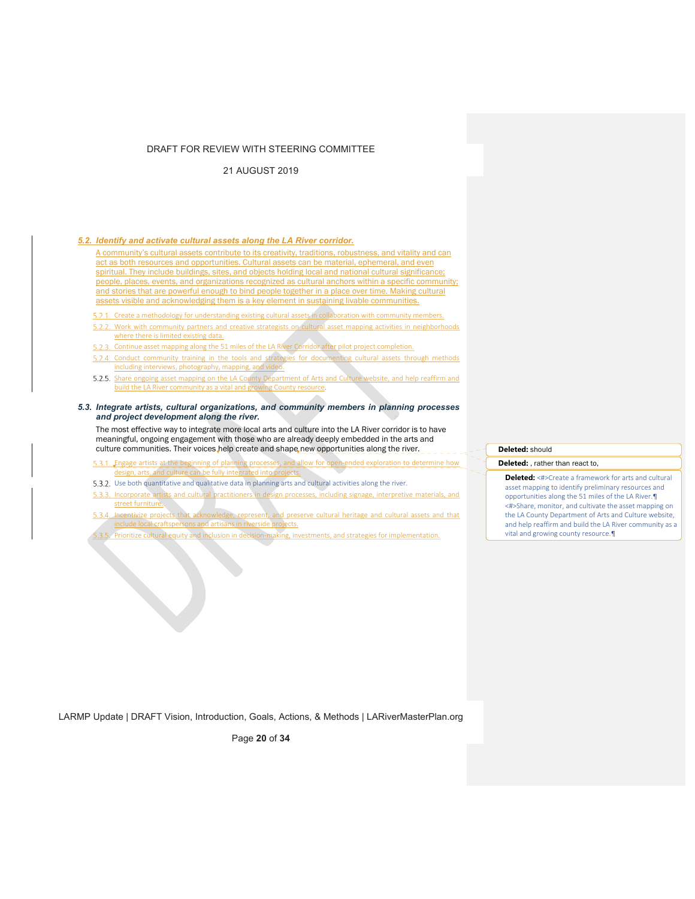### 5.2. Identify and activate cultural assets along the LA River corridor.

A community's cultural assets contribute to its creativity, traditions, robustness, and vitality and can act as both resources and opportunities. Cultural assets can be material, ephemeral, and even spiritual. They include buildings, sites, and objects holding local and national cultural significance; people, places, events, and organizations recognized as cultural anchors within a specific community; and stories that are powerful enough to bind people together in a place over time. Making cultural assets visible and acknowledging them is a key element in sustaining livable communities.

5.2.1. Create a methodology for understanding existing cultural assets in collaboration with community members.

5.2.2. Work with community partners and creative strategists on cultural asset mapping activities in neighborhoods where there is limited existing data.

5.2.3. Continue asset mapping along the 51 miles of the LA River Corridor after pilot project completion.

5.2.4. Conduct community training in the tools and strategies for documenting cultural assets through methods including interviews, photography, mapping, and video.

5.2.5. Share ongoing asset mapping on the LA County Department of Arts and Culture website, and help reaffirm and build the LA River community as a vital and growing County resource.

### 5.3. Integrate artists, cultural organizations, and community members in planning processes and project development along the river.

The most effective way to integrate more local arts and culture into the LA River corridor is to have meaningful, ongoing engagement with those who are already deeply embedded in the arts and culture communities. Their voices help create and shape new opportunities along the river.

5.3.1. Engage artists at the beginning of planning processes, and allow for open-ended exploration to determine how design, arts, and culture can be fully integrated into projects.

5.3.2. Use both quantitative and qualitative data in planning arts and cultural activities along the river.

5.3.3. Incorporate artists and cultural practitioners in design processes, including signage, interpretive materials, and street furniture.

5.3.4. Incentivize projects that acknowledge, represent, and preserve cultural heritage and cultural assets and that include local craftspersons and artisans in riverside projects.

5.3.5. Prioritize cultural equity and inclusion in decision-making, investments, and strategies for implementation.

**Deleted:** should

**Deleted:** , rather than react to,

**Deleted:** <#>Create a framework for arts and cultural asset mapping to identify preliminary resources and opportunities along the 51 miles of the LA River.¶
<#>Share, monitor, and cultivate the asset mapping on the LA County Department of Arts and Culture website, and help reaffirm and build the LA River community as a vital and growing county resource.¶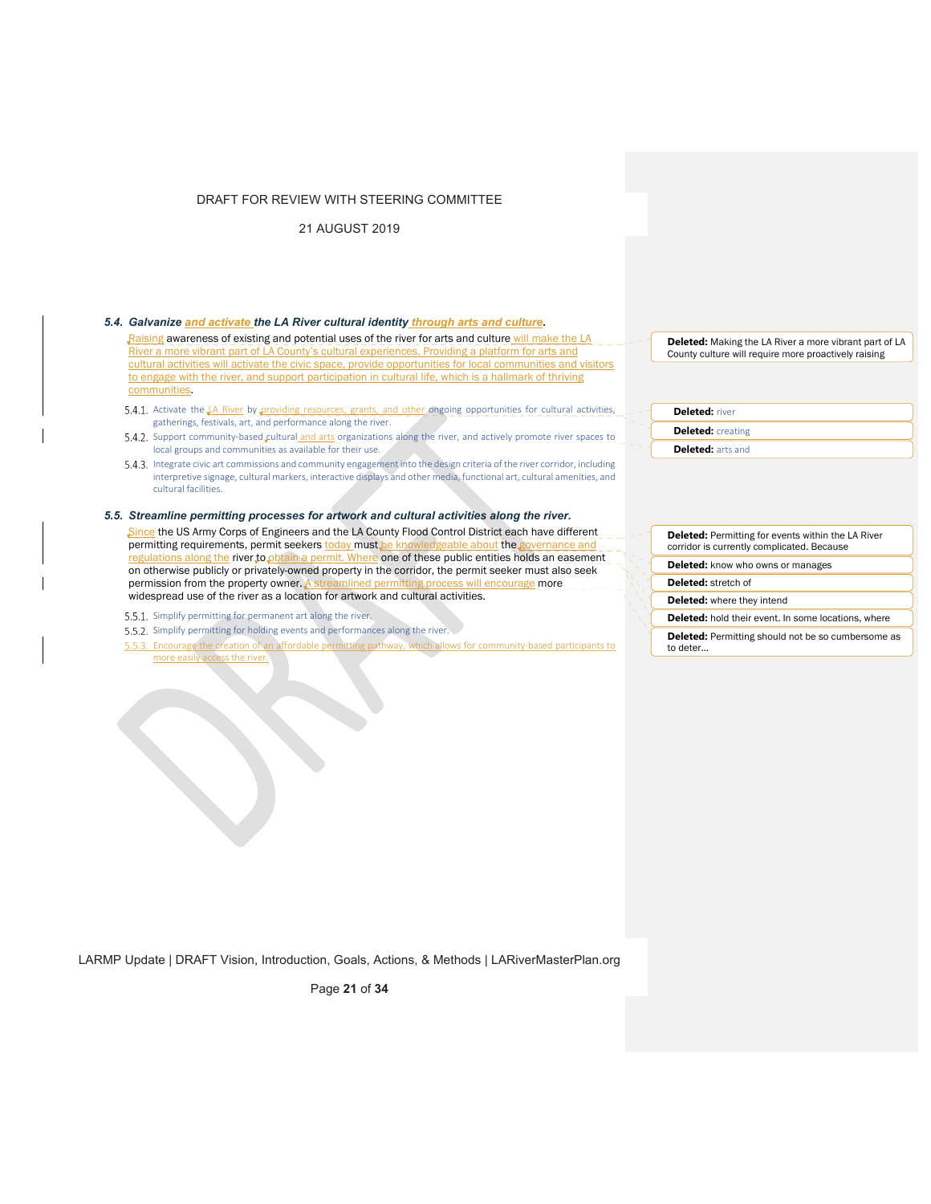### *5.4. Galvanize and activate the LA River cultural identity through arts and culture.*

Raising awareness of existing and potential uses of the river for arts and culture will make the LA River a more vibrant part of LA County's cultural experiences. Providing a platform for arts and cultural activities will activate the civic space, provide opportunities for local communities and visitors to engage with the river, and support participation in cultural life, which is a hallmark of thriving communities.

5.4.1. Activate the LA River by providing resources, grants, and other ongoing opportunities for cultural activities, gatherings, festivals, art, and performance along the river.

5.4.2. Support community-based cultural and arts organizations along the river, and actively promote river spaces to local groups and communities as available for their use.

5.4.3. Integrate civic art commissions and community engagement into the design criteria of the river corridor, including interpretive signage, cultural markers, interactive displays and other media, functional art, cultural amenities, and cultural facilities.

### *5.5. Streamline permitting processes for artwork and cultural activities along the river.*

Since the US Army Corps of Engineers and the LA County Flood Control District each have different permitting requirements, permit seekers today must be knowledgeable about the governance and regulations along the river to obtain a permit. Where one of these public entities holds an easement on otherwise publicly or privately-owned property in the corridor, the permit seeker must also seek permission from the property owner. A streamlined permitting process will encourage more widespread use of the river as a location for artwork and cultural activities.

5.5.1. Simplify permitting for permanent art along the river.

5.5.2. Simplify permitting for holding events and performances along the river.

5.5.3. Encourage the creation of an affordable permitting pathway, which allows for community-based participants to more easily access the river.

**Deleted:** Making the LA River a more vibrant part of LA County culture will require more proactively raising

**Deleted:** river

**Deleted:** creating

**Deleted:** arts and

**Deleted:** Permitting for events within the LA River corridor is currently complicated. Because

**Deleted:** know who owns or manages

**Deleted:** stretch of

**Deleted:** where they intend

**Deleted:** hold their event. In some locations, where

**Deleted:** Permitting should not be so cumbersome as to deter...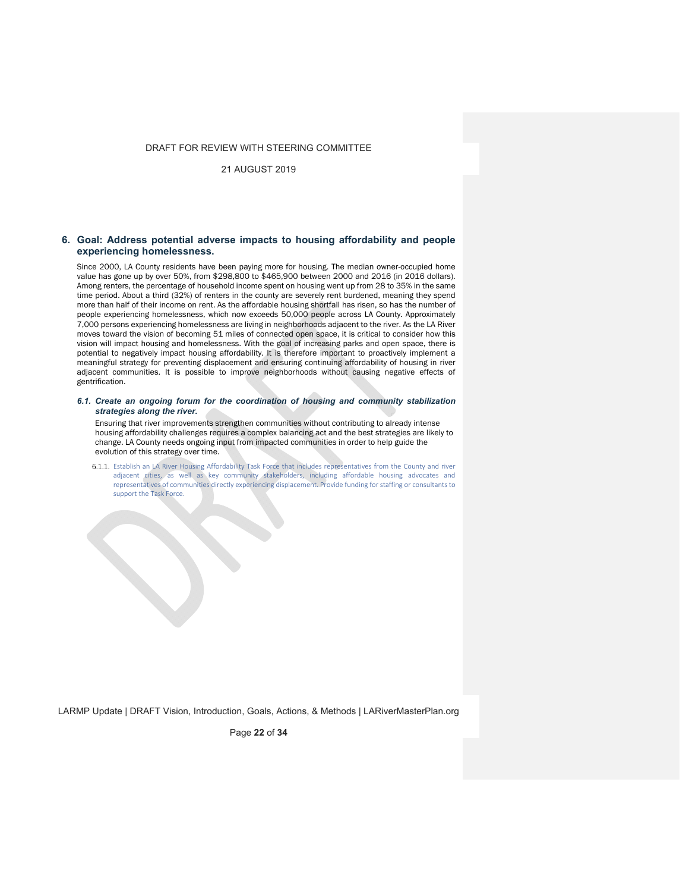## 6. Goal: Address potential adverse impacts to housing affordability and people experiencing homelessness.

Since 2000, LA County residents have been paying more for housing. The median owner-occupied home value has gone up by over 50%, from $298,800 to $465,900 between 2000 and 2016 (in 2016 dollars). Among renters, the percentage of household income spent on housing went up from 28 to 35% in the same time period. About a third (32%) of renters in the county are severely rent burdened, meaning they spend more than half of their income on rent. As the affordable housing shortfall has risen, so has the number of people experiencing homelessness, which now exceeds 50,000 people across LA County. Approximately 7,000 persons experiencing homelessness are living in neighborhoods adjacent to the river. As the LA River moves toward the vision of becoming 51 miles of connected open space, it is critical to consider how this vision will impact housing and homelessness. With the goal of increasing parks and open space, there is potential to negatively impact housing affordability. It is therefore important to proactively implement a meaningful strategy for preventing displacement and ensuring continuing affordability of housing in river adjacent communities. It is possible to improve neighborhoods without causing negative effects of gentrification.

### *6.1. Create an ongoing forum for the coordination of housing and community stabilization strategies along the river.*

Ensuring that river improvements strengthen communities without contributing to already intense housing affordability challenges requires a complex balancing act and the best strategies are likely to change. LA County needs ongoing input from impacted communities in order to help guide the evolution of this strategy over time.

6.1.1. Establish an LA River Housing Affordability Task Force that includes representatives from the County and river adjacent cities, as well as key community stakeholders, including affordable housing advocates and representatives of communities directly experiencing displacement. Provide funding for staffing or consultants to support the Task Force.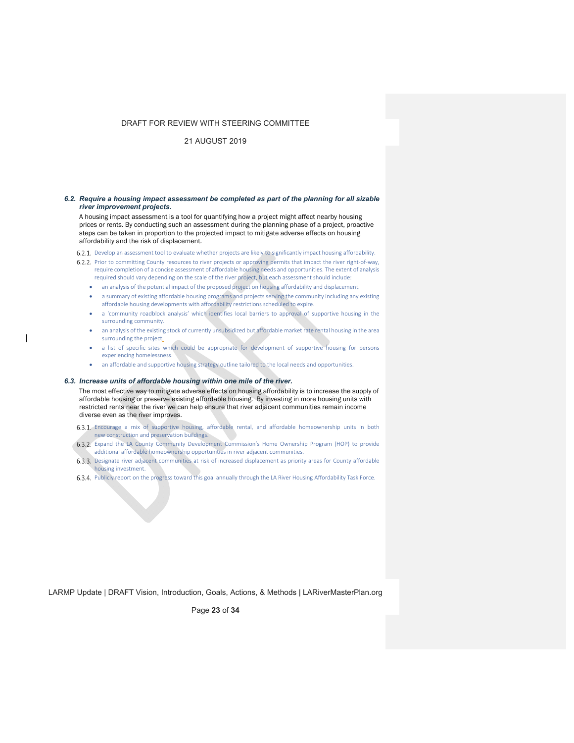### *6.2. Require a housing impact assessment be completed as part of the planning for all sizable river improvement projects.*

A housing impact assessment is a tool for quantifying how a project might affect nearby housing prices or rents. By conducting such an assessment during the planning phase of a project, proactive steps can be taken in proportion to the projected impact to mitigate adverse effects on housing affordability and the risk of displacement.

6.2.1. Develop an assessment tool to evaluate whether projects are likely to significantly impact housing affordability.

6.2.2. Prior to committing County resources to river projects or approving permits that impact the river right-of-way, require completion of a concise assessment of affordable housing needs and opportunities. The extent of analysis required should vary depending on the scale of the river project, but each assessment should include:

- an analysis of the potential impact of the proposed project on housing affordability and displacement.
- a summary of existing affordable housing programs and projects serving the community including any existing affordable housing developments with affordability restrictions scheduled to expire.
- a 'community roadblock analysis' which identifies local barriers to approval of supportive housing in the surrounding community.
- an analysis of the existing stock of currently unsubsidized but affordable market rate rental housing in the area surrounding the project.
- a list of specific sites which could be appropriate for development of supportive housing for persons experiencing homelessness.
- an affordable and supportive housing strategy outline tailored to the local needs and opportunities.

### *6.3. Increase units of affordable housing within one mile of the river.*

The most effective way to mitigate adverse effects on housing affordability is to increase the supply of affordable housing or preserve existing affordable housing. By investing in more housing units with restricted rents near the river we can help ensure that river adjacent communities remain income diverse even as the river improves.

6.3.1. Encourage a mix of supportive housing, affordable rental, and affordable homeownership units in both new construction and preservation buildings.

6.3.2. Expand the LA County Community Development Commission's Home Ownership Program (HOP) to provide additional affordable homeownership opportunities in river adjacent communities.

6.3.3. Designate river adjacent communities at risk of increased displacement as priority areas for County affordable housing investment.

6.3.4. Publicly report on the progress toward this goal annually through the LA River Housing Affordability Task Force.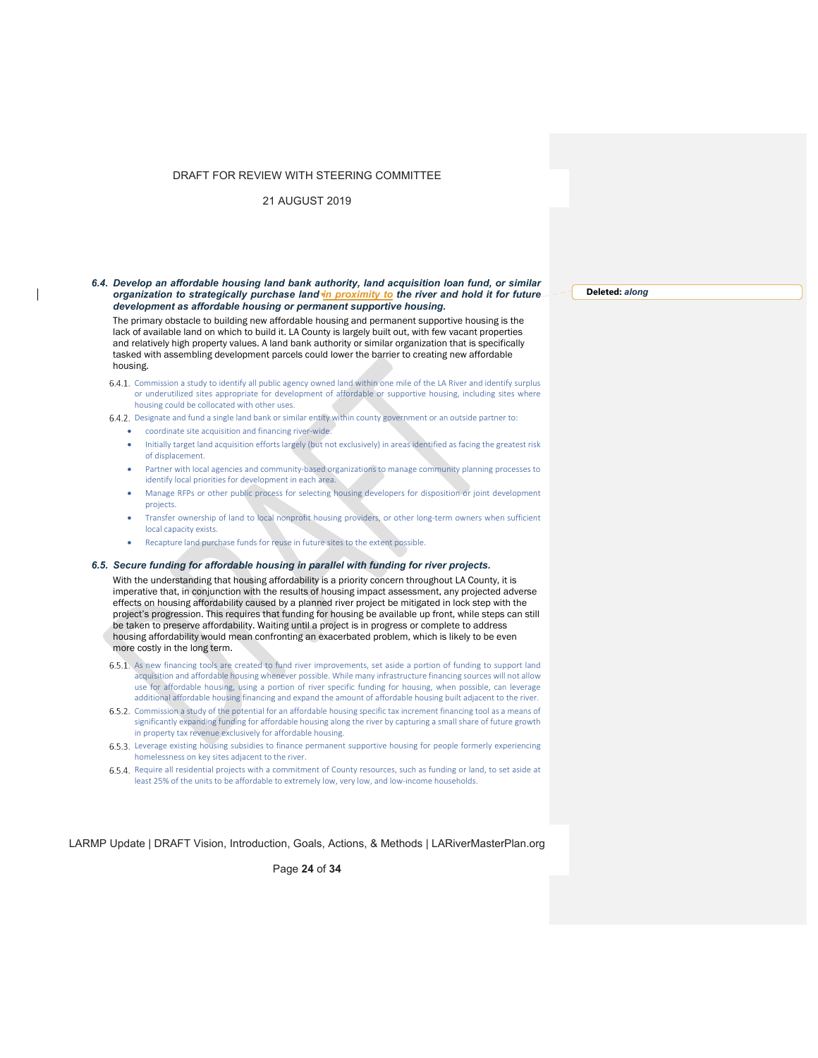### 6.4. Develop an affordable housing land bank authority, land acquisition loan fund, or similar organization to strategically purchase land in proximity to the river and hold it for future development as affordable housing or permanent supportive housing.

The primary obstacle to building new affordable housing and permanent supportive housing is the lack of available land on which to build it. LA County is largely built out, with few vacant properties and relatively high property values. A land bank authority or similar organization that is specifically tasked with assembling development parcels could lower the barrier to creating new affordable housing.

6.4.1. Commission a study to identify all public agency owned land within one mile of the LA River and identify surplus or underutilized sites appropriate for development of affordable or supportive housing, including sites where housing could be collocated with other uses.

6.4.2. Designate and fund a single land bank or similar entity within county government or an outside partner to:

- coordinate site acquisition and financing river-wide.
- Initially target land acquisition efforts largely (but not exclusively) in areas identified as facing the greatest risk of displacement.
- Partner with local agencies and community-based organizations to manage community planning processes to identify local priorities for development in each area.
- Manage RFPs or other public process for selecting housing developers for disposition or joint development projects.
- Transfer ownership of land to local nonprofit housing providers, or other long-term owners when sufficient local capacity exists.
- Recapture land purchase funds for reuse in future sites to the extent possible.

### 6.5. Secure funding for affordable housing in parallel with funding for river projects.

With the understanding that housing affordability is a priority concern throughout LA County, it is imperative that, in conjunction with the results of housing impact assessment, any projected adverse effects on housing affordability caused by a planned river project be mitigated in lock step with the project's progression. This requires that funding for housing be available up front, while steps can still be taken to preserve affordability. Waiting until a project is in progress or complete to address housing affordability would mean confronting an exacerbated problem, which is likely to be even more costly in the long term.

6.5.1. As new financing tools are created to fund river improvements, set aside a portion of funding to support land acquisition and affordable housing whenever possible. While many infrastructure financing sources will not allow use for affordable housing, using a portion of river specific funding for housing, when possible, can leverage additional affordable housing financing and expand the amount of affordable housing built adjacent to the river.

6.5.2. Commission a study of the potential for an affordable housing specific tax increment financing tool as a means of significantly expanding funding for affordable housing along the river by capturing a small share of future growth in property tax revenue exclusively for affordable housing.

6.5.3. Leverage existing housing subsidies to finance permanent supportive housing for people formerly experiencing homelessness on key sites adjacent to the river.

6.5.4. Require all residential projects with a commitment of County resources, such as funding or land, to set aside at least 25% of the units to be affordable to extremely low, very low, and low-income households.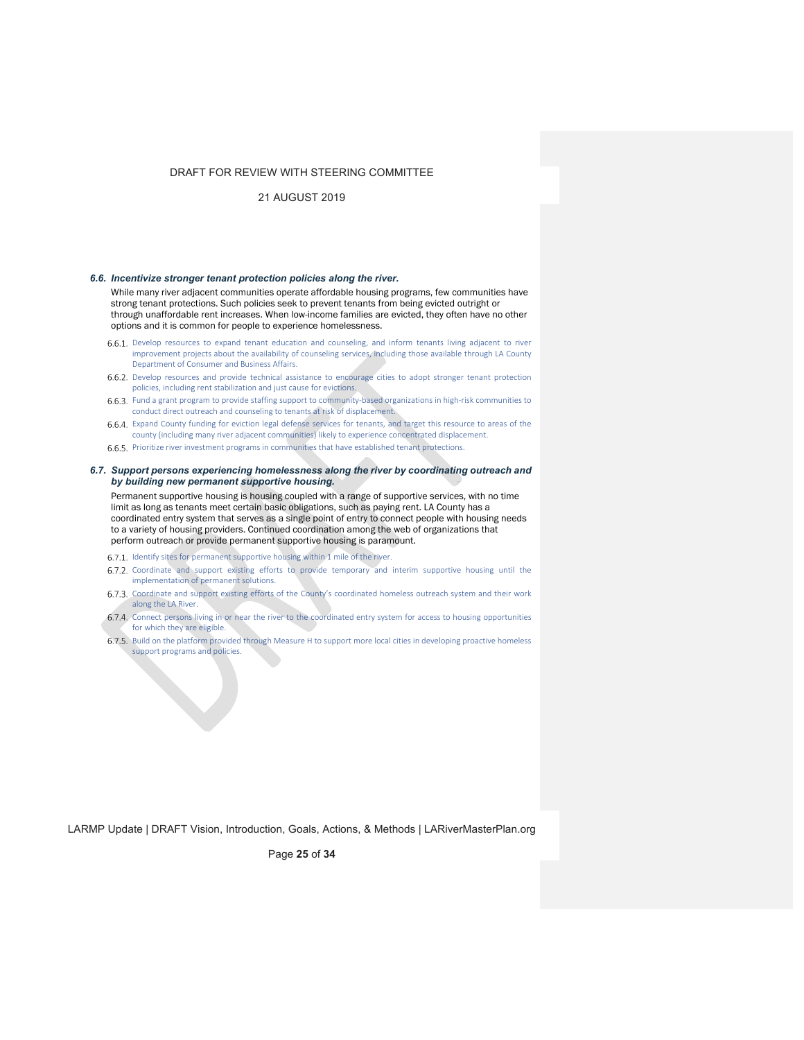### 6.6. *Incentivize stronger tenant protection policies along the river.*

While many river adjacent communities operate affordable housing programs, few communities have strong tenant protections. Such policies seek to prevent tenants from being evicted outright or through unaffordable rent increases. When low-income families are evicted, they often have no other options and it is common for people to experience homelessness.

- 6.6.1. Develop resources to expand tenant education and counseling, and inform tenants living adjacent to river improvement projects about the availability of counseling services, including those available through LA County Department of Consumer and Business Affairs.
- 6.6.2. Develop resources and provide technical assistance to encourage cities to adopt stronger tenant protection policies, including rent stabilization and just cause for evictions.
- 6.6.3. Fund a grant program to provide staffing support to community-based organizations in high-risk communities to conduct direct outreach and counseling to tenants at risk of displacement.
- 6.6.4. Expand County funding for eviction legal defense services for tenants, and target this resource to areas of the county (including many river adjacent communities) likely to experience concentrated displacement.
- 6.6.5. Prioritize river investment programs in communities that have established tenant protections.

### 6.7. *Support persons experiencing homelessness along the river by coordinating outreach and by building new permanent supportive housing.*

Permanent supportive housing is housing coupled with a range of supportive services, with no time limit as long as tenants meet certain basic obligations, such as paying rent. LA County has a coordinated entry system that serves as a single point of entry to connect people with housing needs to a variety of housing providers. Continued coordination among the web of organizations that perform outreach or provide permanent supportive housing is paramount.

- 6.7.1. Identify sites for permanent supportive housing within 1 mile of the river.
- 6.7.2. Coordinate and support existing efforts to provide temporary and interim supportive housing until the implementation of permanent solutions.
- 6.7.3. Coordinate and support existing efforts of the County's coordinated homeless outreach system and their work along the LA River.
- 6.7.4. Connect persons living in or near the river to the coordinated entry system for access to housing opportunities for which they are eligible.
- 6.7.5. Build on the platform provided through Measure H to support more local cities in developing proactive homeless support programs and policies.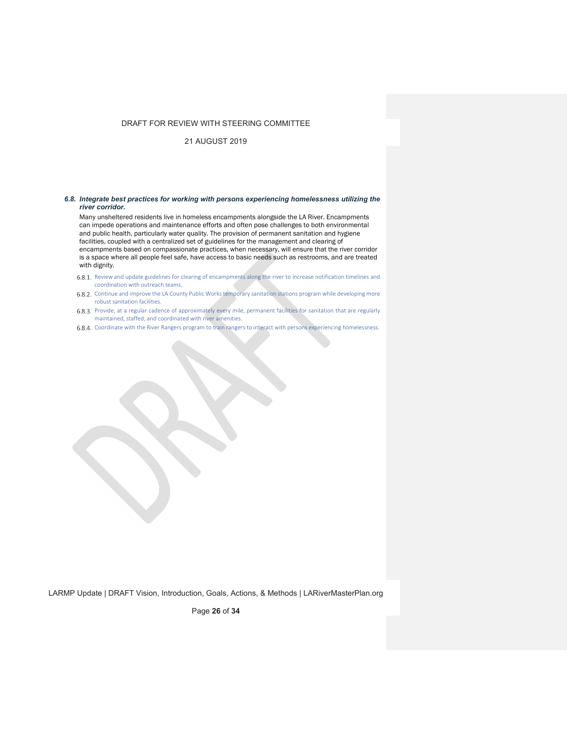### *6.8. Integrate best practices for working with persons experiencing homelessness utilizing the river corridor.*

Many unsheltered residents live in homeless encampments alongside the LA River. Encampments can impede operations and maintenance efforts and often pose challenges to both environmental and public health, particularly water quality. The provision of permanent sanitation and hygiene facilities, coupled with a centralized set of guidelines for the management and clearing of encampments based on compassionate practices, when necessary, will ensure that the river corridor is a space where all people feel safe, have access to basic needs such as restrooms, and are treated with dignity.

- 6.8.1. Review and update guidelines for clearing of encampments along the river to increase notification timelines and coordination with outreach teams.
- 6.8.2. Continue and improve the LA County Public Works temporary sanitation stations program while developing more robust sanitation facilities.
- 6.8.3. Provide, at a regular cadence of approximately every mile, permanent facilities for sanitation that are regularly maintained, staffed, and coordinated with river amenities.
- 6.8.4. Coordinate with the River Rangers program to train rangers to interact with persons experiencing homelessness.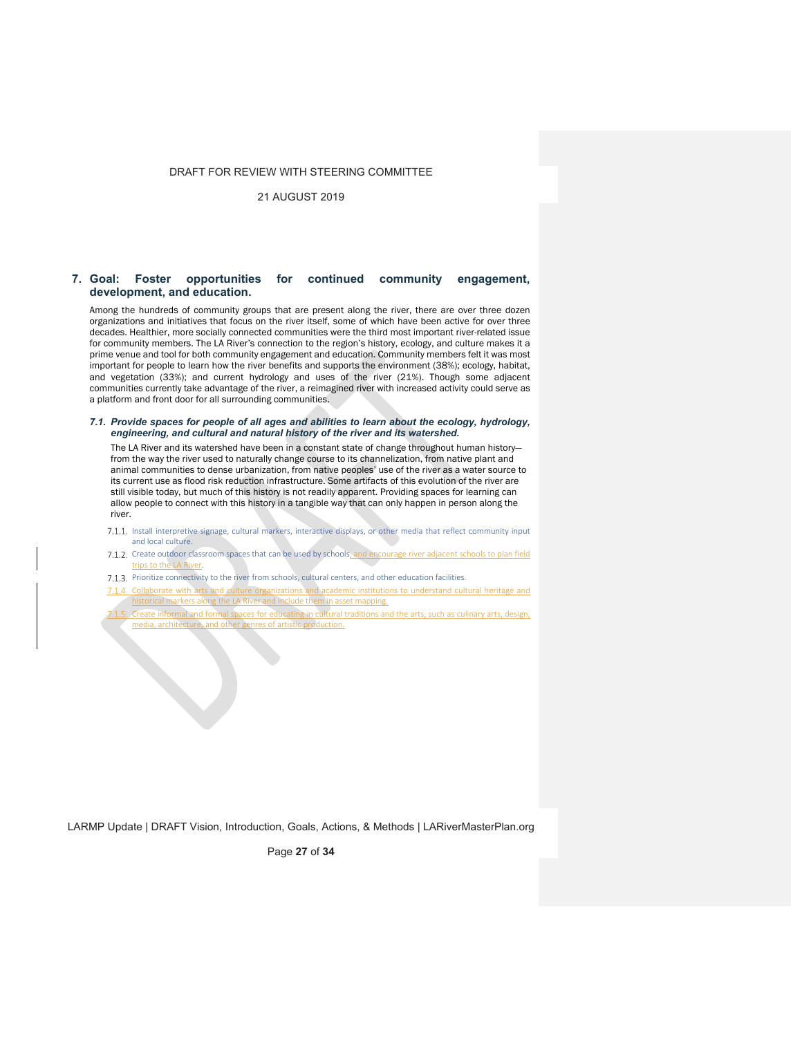## 7. Goal: Foster opportunities for continued community engagement, development, and education.

Among the hundreds of community groups that are present along the river, there are over three dozen organizations and initiatives that focus on the river itself, some of which have been active for over three decades. Healthier, more socially connected communities were the third most important river-related issue for community members. The LA River's connection to the region's history, ecology, and culture makes it a prime venue and tool for both community engagement and education. Community members felt it was most important for people to learn how the river benefits and supports the environment (38%); ecology, habitat, and vegetation (33%); and current hydrology and uses of the river (21%). Though some adjacent communities currently take advantage of the river, a reimagined river with increased activity could serve as a platform and front door for all surrounding communities.

### *7.1. Provide spaces for people of all ages and abilities to learn about the ecology, hydrology, engineering, and cultural and natural history of the river and its watershed.*

The LA River and its watershed have been in a constant state of change throughout human history—from the way the river used to naturally change course to its channelization, from native plant and animal communities to dense urbanization, from native peoples' use of the river as a water source to its current use as flood risk reduction infrastructure. Some artifacts of this evolution of the river are still visible today, but much of this history is not readily apparent. Providing spaces for learning can allow people to connect with this history in a tangible way that can only happen in person along the river.

- 7.1.1. Install interpretive signage, cultural markers, interactive displays, or other media that reflect community input and local culture.
- 7.1.2. Create outdoor classroom spaces that can be used by schools, and encourage river adjacent schools to plan field trips to the LA River.
- 7.1.3. Prioritize connectivity to the river from schools, cultural centers, and other education facilities.
- 7.1.4. Collaborate with arts and culture organizations and academic institutions to understand cultural heritage and historical markers along the LA River and include them in asset mapping.
- 7.1.5. Create informal and formal spaces for educating in cultural traditions and the arts, such as culinary arts, design, media, architecture, and other genres of artistic production.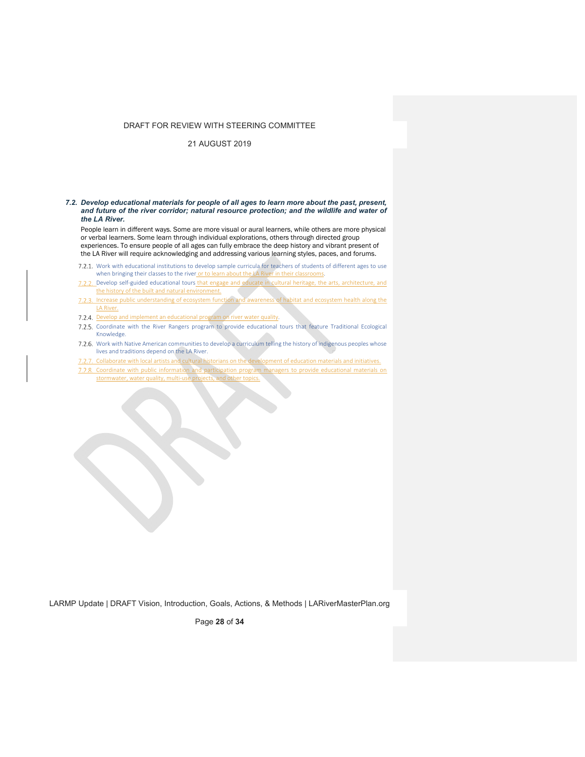### *7.2. Develop educational materials for people of all ages to learn more about the past, present, and future of the river corridor; natural resource protection; and the wildlife and water of the LA River.*

People learn in different ways. Some are more visual or aural learners, while others are more physical or verbal learners. Some learn through individual explorations, others through directed group experiences. To ensure people of all ages can fully embrace the deep history and vibrant present of the LA River will require acknowledging and addressing various learning styles, paces, and forums.

- 7.2.1. Work with educational institutions to develop sample curricula for teachers of students of different ages to use when bringing their classes to the river or to learn about the LA River in their classrooms.
- 7.2.2. Develop self-guided educational tours that engage and educate in cultural heritage, the arts, architecture, and the history of the built and natural environment.
- 7.2.3. Increase public understanding of ecosystem function and awareness of habitat and ecosystem health along the LA River.
- 7.2.4. Develop and implement an educational program on river water quality.
- 7.2.5. Coordinate with the River Rangers program to provide educational tours that feature Traditional Ecological Knowledge.
- 7.2.6. Work with Native American communities to develop a curriculum telling the history of indigenous peoples whose lives and traditions depend on the LA River.
- 7.2.7. Collaborate with local artists and cultural historians on the development of education materials and initiatives.
- 7.2.8. Coordinate with public information and participation program managers to provide educational materials on stormwater, water quality, multi-use projects, and other topics.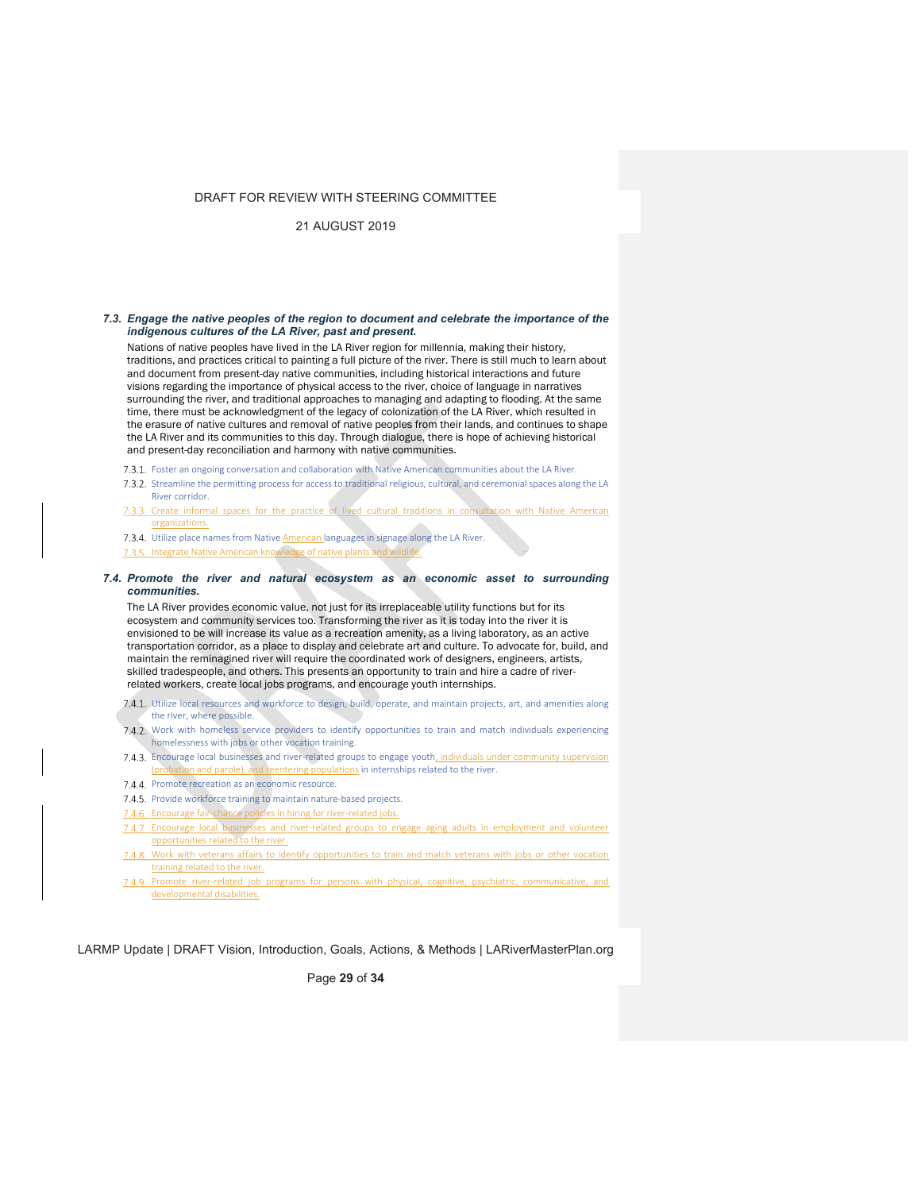### *7.3. Engage the native peoples of the region to document and celebrate the importance of the indigenous cultures of the LA River, past and present.*

Nations of native peoples have lived in the LA River region for millennia, making their history, traditions, and practices critical to painting a full picture of the river. There is still much to learn about and document from present-day native communities, including historical interactions and future visions regarding the importance of physical access to the river, choice of language in narratives surrounding the river, and traditional approaches to managing and adapting to flooding. At the same time, there must be acknowledgment of the legacy of colonization of the LA River, which resulted in the erasure of native cultures and removal of native peoples from their lands, and continues to shape the LA River and its communities to this day. Through dialogue, there is hope of achieving historical and present-day reconciliation and harmony with native communities.

- 7.3.1. Foster an ongoing conversation and collaboration with Native American communities about the LA River.
- 7.3.2. Streamline the permitting process for access to traditional religious, cultural, and ceremonial spaces along the LA River corridor.
- 7.3.3. Create informal spaces for the practice of lived cultural traditions in consultation with Native American organizations.
- 7.3.4. Utilize place names from Native American languages in signage along the LA River.
- 7.3.5. Integrate Native American knowledge of native plants and wildlife.

### *7.4. Promote the river and natural ecosystem as an economic asset to surrounding communities.*

The LA River provides economic value, not just for its irreplaceable utility functions but for its ecosystem and community services too. Transforming the river as it is today into the river it is envisioned to be will increase its value as a recreation amenity, as a living laboratory, as an active transportation corridor, as a place to display and celebrate art and culture. To advocate for, build, and maintain the reminagined river will require the coordinated work of designers, engineers, artists, skilled tradespeople, and others. This presents an opportunity to train and hire a cadre of river-related workers, create local jobs programs, and encourage youth internships.

- 7.4.1. Utilize local resources and workforce to design, build, operate, and maintain projects, art, and amenities along the river, where possible.
- 7.4.2. Work with homeless service providers to identify opportunities to train and match individuals experiencing homelessness with jobs or other vocation training.
- 7.4.3. Encourage local businesses and river-related groups to engage youth, individuals under community supervision (probation and parole), and reentering populations in internships related to the river.
- 7.4.4. Promote recreation as an economic resource.
- 7.4.5. Provide workforce training to maintain nature-based projects.
- 7.4.6. Encourage fair-chance policies in hiring for river-related jobs.
- 7.4.7. Encourage local businesses and river-related groups to engage aging adults in employment and volunteer opportunities related to the river.
- 7.4.8. Work with veterans affairs to identify opportunities to train and match veterans with jobs or other vocation training related to the river.
- 7.4.9. Promote river-related job programs for persons with physical, cognitive, psychiatric, communicative, and developmental disabilities.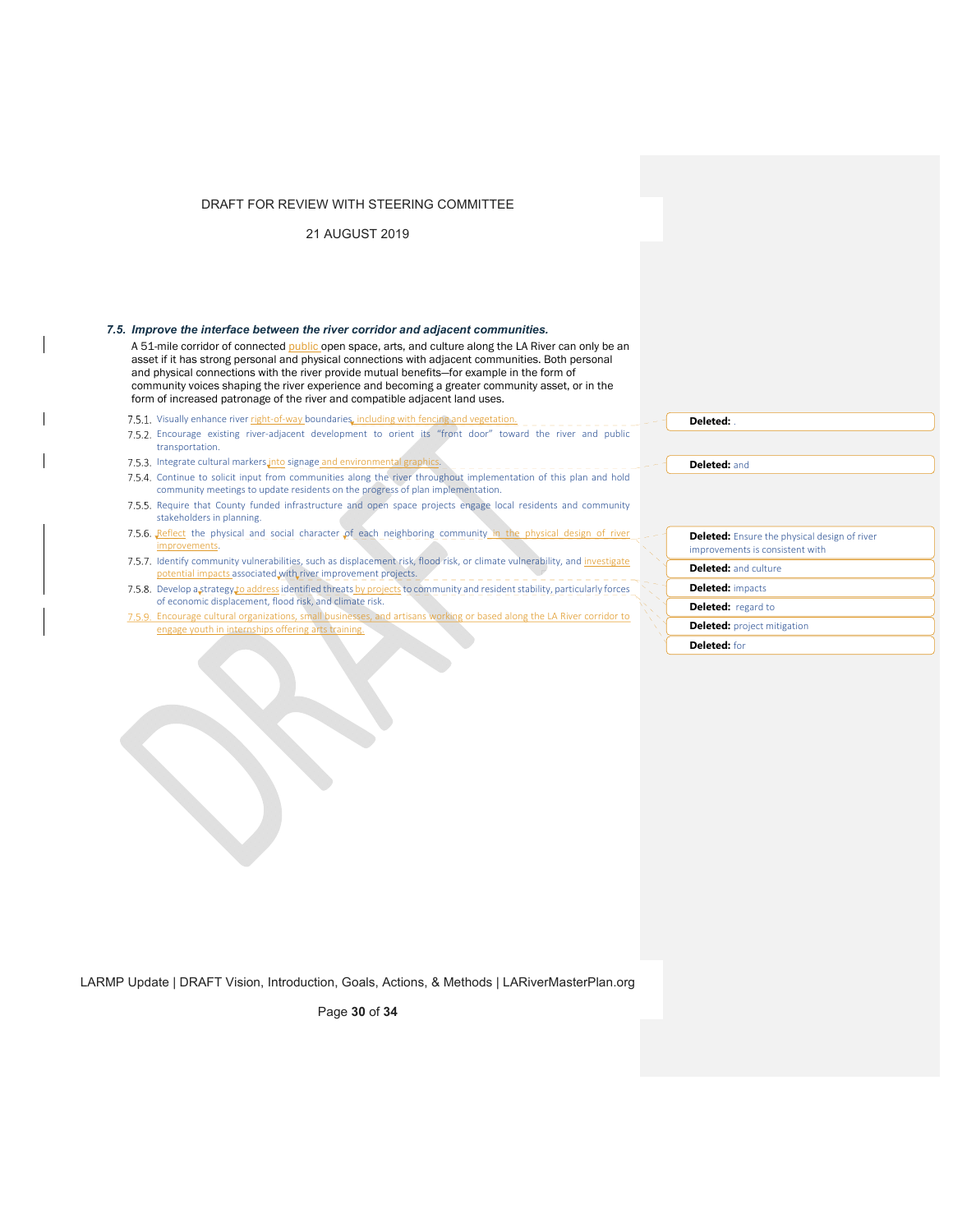### *7.5. Improve the interface between the river corridor and adjacent communities.*

A 51-mile corridor of connected public open space, arts, and culture along the LA River can only be an asset if it has strong personal and physical connections with adjacent communities. Both personal and physical connections with the river provide mutual benefits—for example in the form of community voices shaping the river experience and becoming a greater community asset, or in the form of increased patronage of the river and compatible adjacent land uses.

- 7.5.1. Visually enhance river right-of-way boundaries, including with fencing and vegetation.
- 7.5.2. Encourage existing river-adjacent development to orient its "front door" toward the river and public transportation.
- 7.5.3. Integrate cultural markers into signage and environmental graphics.
- 7.5.4. Continue to solicit input from communities along the river throughout implementation of this plan and hold community meetings to update residents on the progress of plan implementation.
- 7.5.5. Require that County funded infrastructure and open space projects engage local residents and community stakeholders in planning.
- 7.5.6. Reflect the physical and social character of each neighboring community in the physical design of river improvements.
- 7.5.7. Identify community vulnerabilities, such as displacement risk, flood risk, or climate vulnerability, and investigate potential impacts associated with river improvement projects.
- 7.5.8. Develop a strategy to address identified threats by projects to community and resident stability, particularly forces of economic displacement, flood risk, and climate risk.
- 7.5.9. Encourage cultural organizations, small businesses, and artisans working or based along the LA River corridor to engage youth in internships offering arts training.

**Deleted:** .

**Deleted:** and

**Deleted:** Ensure the physical design of river improvements is consistent with

**Deleted:** and culture

**Deleted:** impacts

**Deleted:** regard to

**Deleted:** project mitigation

**Deleted:** for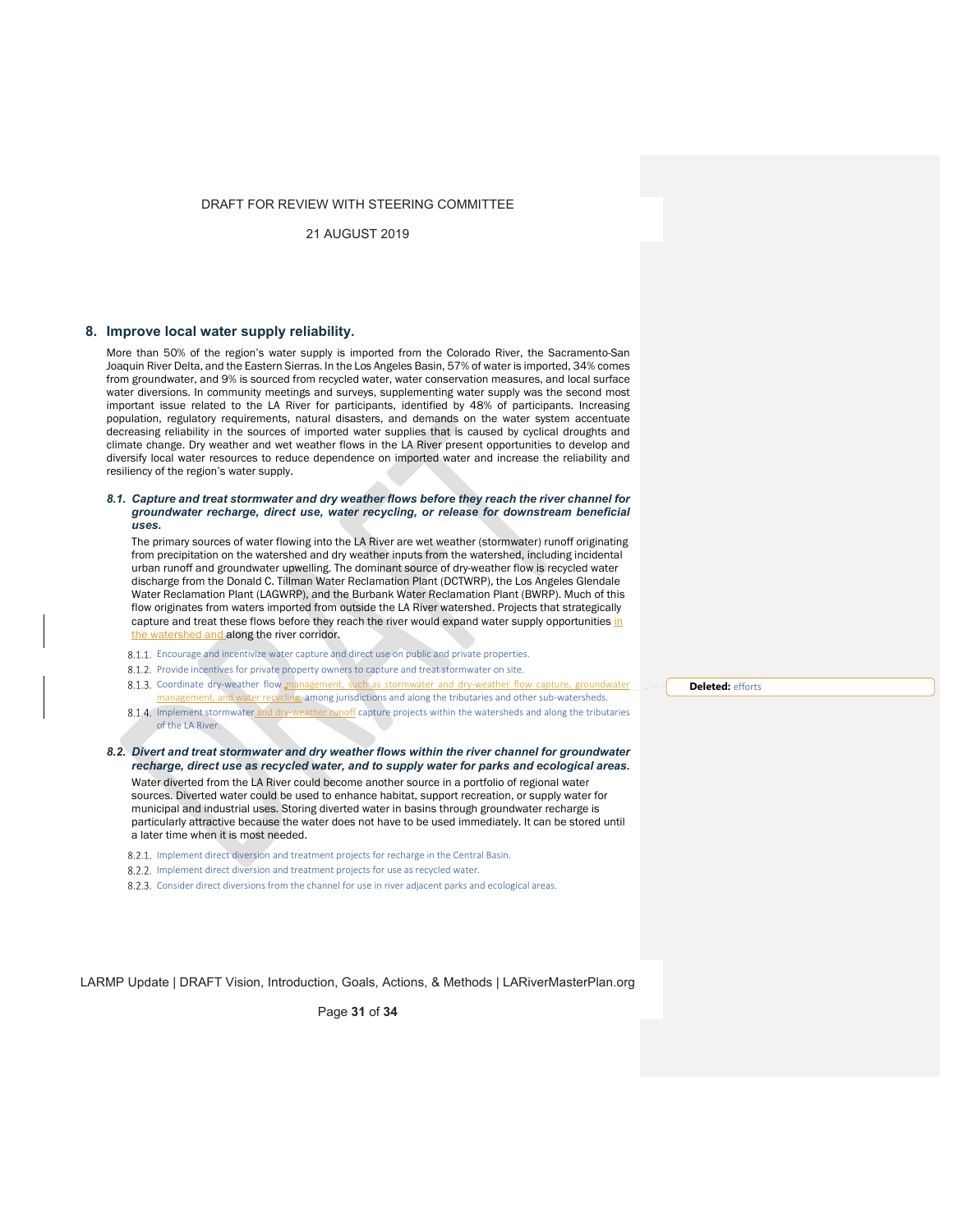## 8. Improve local water supply reliability.

More than 50% of the region's water supply is imported from the Colorado River, the Sacramento-San Joaquin River Delta, and the Eastern Sierras. In the Los Angeles Basin, 57% of water is imported, 34% comes from groundwater, and 9% is sourced from recycled water, water conservation measures, and local surface water diversions. In community meetings and surveys, supplementing water supply was the second most important issue related to the LA River for participants, identified by 48% of participants. Increasing population, regulatory requirements, natural disasters, and demands on the water system accentuate decreasing reliability in the sources of imported water supplies that is caused by cyclical droughts and climate change. Dry weather and wet weather flows in the LA River present opportunities to develop and diversify local water resources to reduce dependence on imported water and increase the reliability and resiliency of the region's water supply.

### *8.1. Capture and treat stormwater and dry weather flows before they reach the river channel for groundwater recharge, direct use, water recycling, or release for downstream beneficial uses.*

The primary sources of water flowing into the LA River are wet weather (stormwater) runoff originating from precipitation on the watershed and dry weather inputs from the watershed, including incidental urban runoff and groundwater upwelling. The dominant source of dry-weather flow is recycled water discharge from the Donald C. Tillman Water Reclamation Plant (DCTWRP), the Los Angeles Glendale Water Reclamation Plant (LAGWRP), and the Burbank Water Reclamation Plant (BWRP). Much of this flow originates from waters imported from outside the LA River watershed. Projects that strategically capture and treat these flows before they reach the river would expand water supply opportunities in the watershed and along the river corridor.

- 8.1.1. Encourage and incentivize water capture and direct use on public and private properties.
- 8.1.2. Provide incentives for private property owners to capture and treat stormwater on site.
- 8.1.3. Coordinate dry-weather flow management, such as stormwater and dry-weather flow capture, groundwater management, and water recycling, among jurisdictions and along the tributaries and other sub-watersheds.
- 8.1.4. Implement stormwater and dry-weather runoff capture projects within the watersheds and along the tributaries of the LA River.

**Deleted:** efforts

### *8.2. Divert and treat stormwater and dry weather flows within the river channel for groundwater recharge, direct use as recycled water, and to supply water for parks and ecological areas.*

Water diverted from the LA River could become another source in a portfolio of regional water sources. Diverted water could be used to enhance habitat, support recreation, or supply water for municipal and industrial uses. Storing diverted water in basins through groundwater recharge is particularly attractive because the water does not have to be used immediately. It can be stored until a later time when it is most needed.

- 8.2.1. Implement direct diversion and treatment projects for recharge in the Central Basin.
- 8.2.2. Implement direct diversion and treatment projects for use as recycled water.
- 8.2.3. Consider direct diversions from the channel for use in river adjacent parks and ecological areas.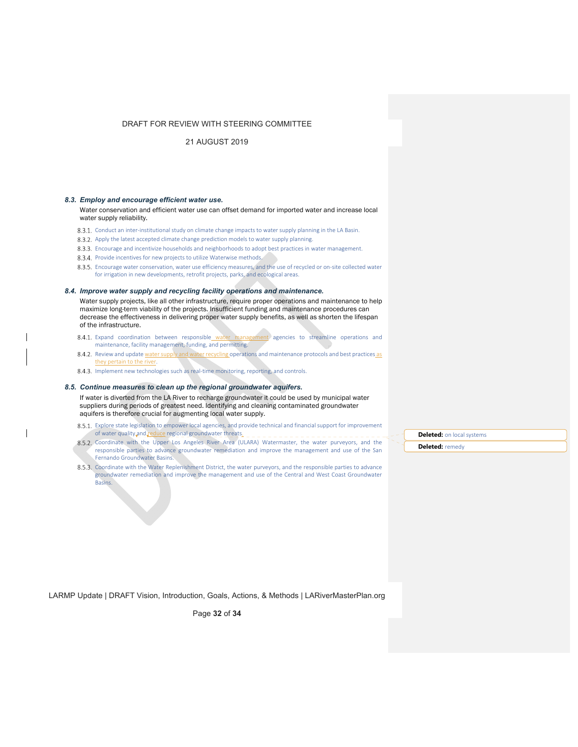### *8.3. Employ and encourage efficient water use.*

Water conservation and efficient water use can offset demand for imported water and increase local water supply reliability.

- 8.3.1. Conduct an inter-institutional study on climate change impacts to water supply planning in the LA Basin.
- 8.3.2. Apply the latest accepted climate change prediction models to water supply planning.
- 8.3.3. Encourage and incentivize households and neighborhoods to adopt best practices in water management.
- 8.3.4. Provide incentives for new projects to utilize Waterwise methods.
- 8.3.5. Encourage water conservation, water use efficiency measures, and the use of recycled or on-site collected water for irrigation in new developments, retrofit projects, parks, and ecological areas.

### *8.4. Improve water supply and recycling facility operations and maintenance.*

Water supply projects, like all other infrastructure, require proper operations and maintenance to help maximize long-term viability of the projects. Insufficient funding and maintenance procedures can decrease the effectiveness in delivering proper water supply benefits, as well as shorten the lifespan of the infrastructure.

- 8.4.1. Expand coordination between responsible water management agencies to streamline operations and maintenance, facility management, funding, and permitting.
- 8.4.2. Review and update water supply and water recycling operations and maintenance protocols and best practices as they pertain to the river.
- 8.4.3. Implement new technologies such as real-time monitoring, reporting, and controls.

### *8.5. Continue measures to clean up the regional groundwater aquifers.*

If water is diverted from the LA River to recharge groundwater it could be used by municipal water suppliers during periods of greatest need. Identifying and cleaning contaminated groundwater aquifers is therefore crucial for augmenting local water supply.

- 8.5.1. Explore state legislation to empower local agencies, and provide technical and financial support for improvement of water quality and reduce regional groundwater threats.
- 8.5.2. Coordinate with the Upper Los Angeles River Area (ULARA) Watermaster, the water purveyors, and the responsible parties to advance groundwater remediation and improve the management and use of the San Fernando Groundwater Basins.
- 8.5.3. Coordinate with the Water Replenishment District, the water purveyors, and the responsible parties to advance groundwater remediation and improve the management and use of the Central and West Coast Groundwater Basins.

**Deleted:** on local systems

**Deleted:** remedy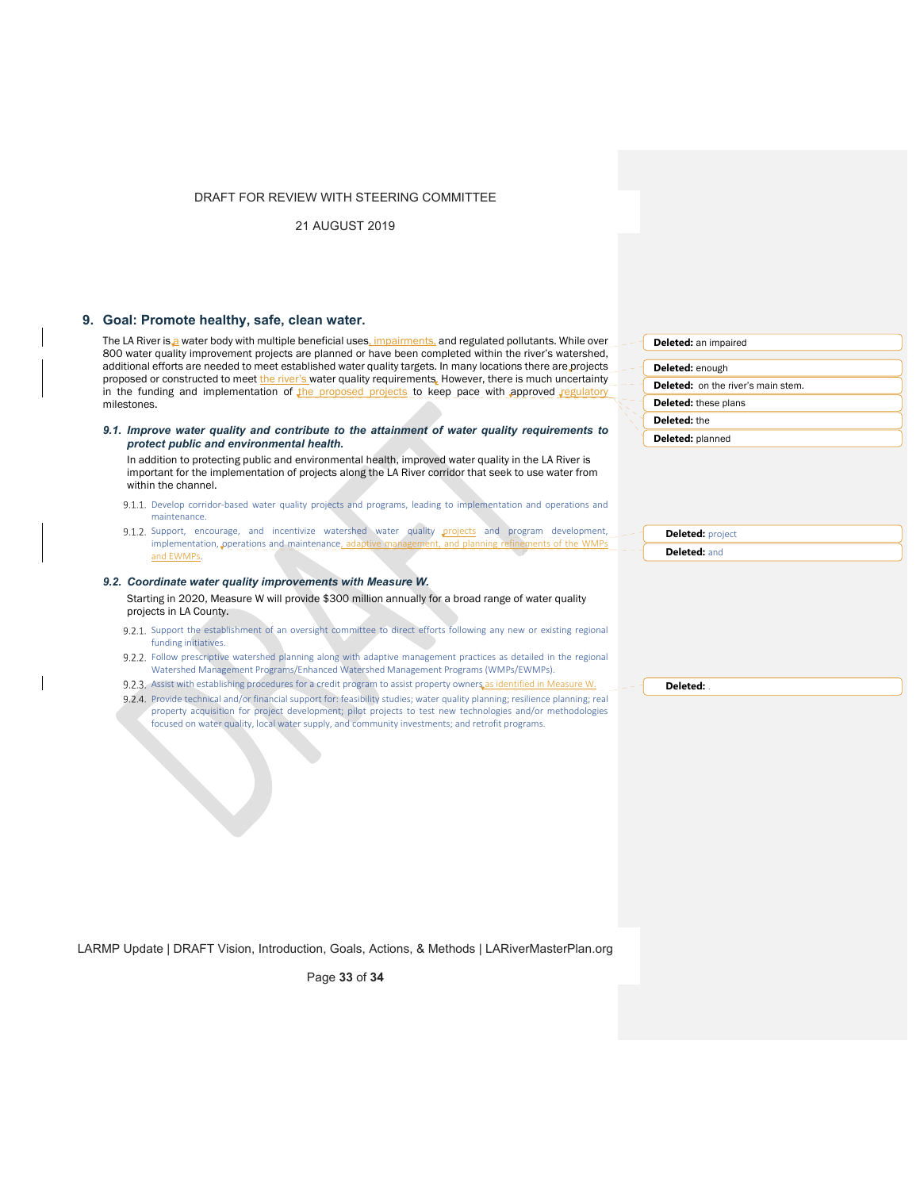## 9. Goal: Promote healthy, safe, clean water.

The LA River is a water body with multiple beneficial uses, impairments, and regulated pollutants. While over 800 water quality improvement projects are planned or have been completed within the river's watershed, additional efforts are needed to meet established water quality targets. In many locations there are projects proposed or constructed to meet the river's water quality requirements. However, there is much uncertainty in the funding and implementation of the proposed projects to keep pace with approved regulatory milestones.

### *9.1. Improve water quality and contribute to the attainment of water quality requirements to protect public and environmental health.*

In addition to protecting public and environmental health, improved water quality in the LA River is important for the implementation of projects along the LA River corridor that seek to use water from within the channel.

9.1.1. Develop corridor-based water quality projects and programs, leading to implementation and operations and maintenance.

9.1.2. Support, encourage, and incentivize watershed water quality projects and program development, implementation, operations and maintenance, adaptive management, and planning refinements of the WMPs and EWMPs.

### *9.2. Coordinate water quality improvements with Measure W.*

Starting in 2020, Measure W will provide $300 million annually for a broad range of water quality projects in LA County.

9.2.1. Support the establishment of an oversight committee to direct efforts following any new or existing regional funding initiatives.

9.2.2. Follow prescriptive watershed planning along with adaptive management practices as detailed in the regional Watershed Management Programs/Enhanced Watershed Management Programs (WMPs/EWMPs).

9.2.3. Assist with establishing procedures for a credit program to assist property owners as identified in Measure W.

9.2.4. Provide technical and/or financial support for: feasibility studies; water quality planning; resilience planning; real property acquisition for project development; pilot projects to test new technologies and/or methodologies focused on water quality, local water supply, and community investments; and retrofit programs.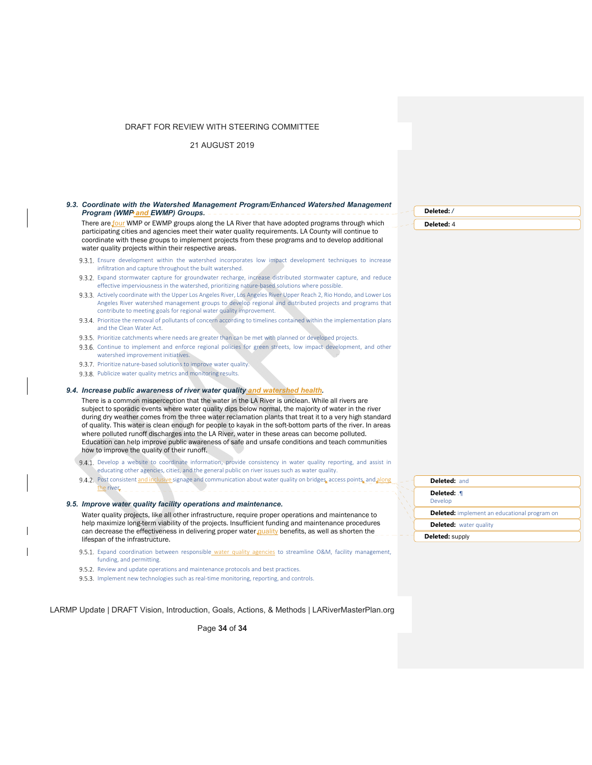DRAFT FOR REVIEW WITH STEERING COMMITTEE

21 AUGUST 2019

### *9.3. Coordinate with the Watershed Management Program/Enhanced Watershed Management Program (WMP and EWMP) Groups.*

There are four WMP or EWMP groups along the LA River that have adopted programs through which participating cities and agencies meet their water quality requirements. LA County will continue to coordinate with these groups to implement projects from these programs and to develop additional water quality projects within their respective areas.

- 9.3.1. Ensure development within the watershed incorporates low impact development techniques to increase infiltration and capture throughout the built watershed.
- 9.3.2. Expand stormwater capture for groundwater recharge, increase distributed stormwater capture, and reduce effective imperviousness in the watershed, prioritizing nature-based solutions where possible.
- 9.3.3. Actively coordinate with the Upper Los Angeles River, Los Angeles River Upper Reach 2, Rio Hondo, and Lower Los Angeles River watershed management groups to develop regional and distributed projects and programs that contribute to meeting goals for regional water quality improvement.
- 9.3.4. Prioritize the removal of pollutants of concern according to timelines contained within the implementation plans and the Clean Water Act.
- 9.3.5. Prioritize catchments where needs are greater than can be met with planned or developed projects.
- 9.3.6. Continue to implement and enforce regional policies for green streets, low impact development, and other watershed improvement initiatives.
- 9.3.7. Prioritize nature-based solutions to improve water quality.
- 9.3.8. Publicize water quality metrics and monitoring results.

### *9.4. Increase public awareness of river water quality and watershed health.*

There is a common misperception that the water in the LA River is unclean. While all rivers are subject to sporadic events where water quality dips below normal, the majority of water in the river during dry weather comes from the three water reclamation plants that treat it to a very high standard of quality. This water is clean enough for people to kayak in the soft-bottom parts of the river. In areas where polluted runoff discharges into the LA River, water in these areas can become polluted. Education can help improve public awareness of safe and unsafe conditions and teach communities how to improve the quality of their runoff.

- 9.4.1. Develop a website to coordinate information, provide consistency in water quality reporting, and assist in educating other agencies, cities, and the general public on river issues such as water quality.
- 9.4.2. Post consistent and inclusive signage and communication about water quality on bridges, access points, and along the river.

### *9.5. Improve water quality facility operations and maintenance.*

Water quality projects, like all other infrastructure, require proper operations and maintenance to help maximize long-term viability of the projects. Insufficient funding and maintenance procedures can decrease the effectiveness in delivering proper water quality benefits, as well as shorten the lifespan of the infrastructure.

- 9.5.1. Expand coordination between responsible water quality agencies to streamline O&M, facility management, funding, and permitting.
- 9.5.2. Review and update operations and maintenance protocols and best practices.
- 9.5.3. Implement new technologies such as real-time monitoring, reporting, and controls.

**Deleted:** /

**Deleted:** 4

**Deleted:** and

**Deleted:** .
Develop

**Deleted:** implement an educational program on

**Deleted:** water quality

**Deleted:** supply

LARMP Update | DRAFT Vision, Introduction, Goals, Actions, & Methods | LARiverMasterPlan.org